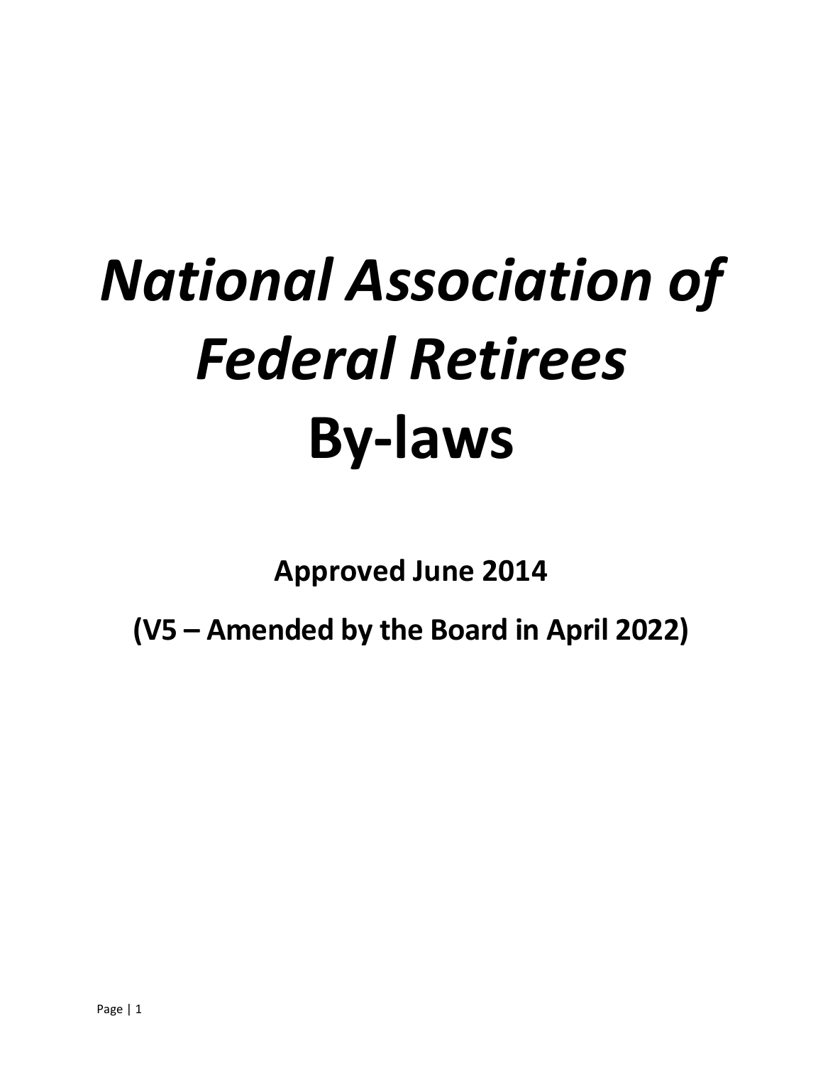# *National Association of Federal Retirees* By-laws

**Approved June 2014**

**(V5 – Amended by the Board in April 2022)**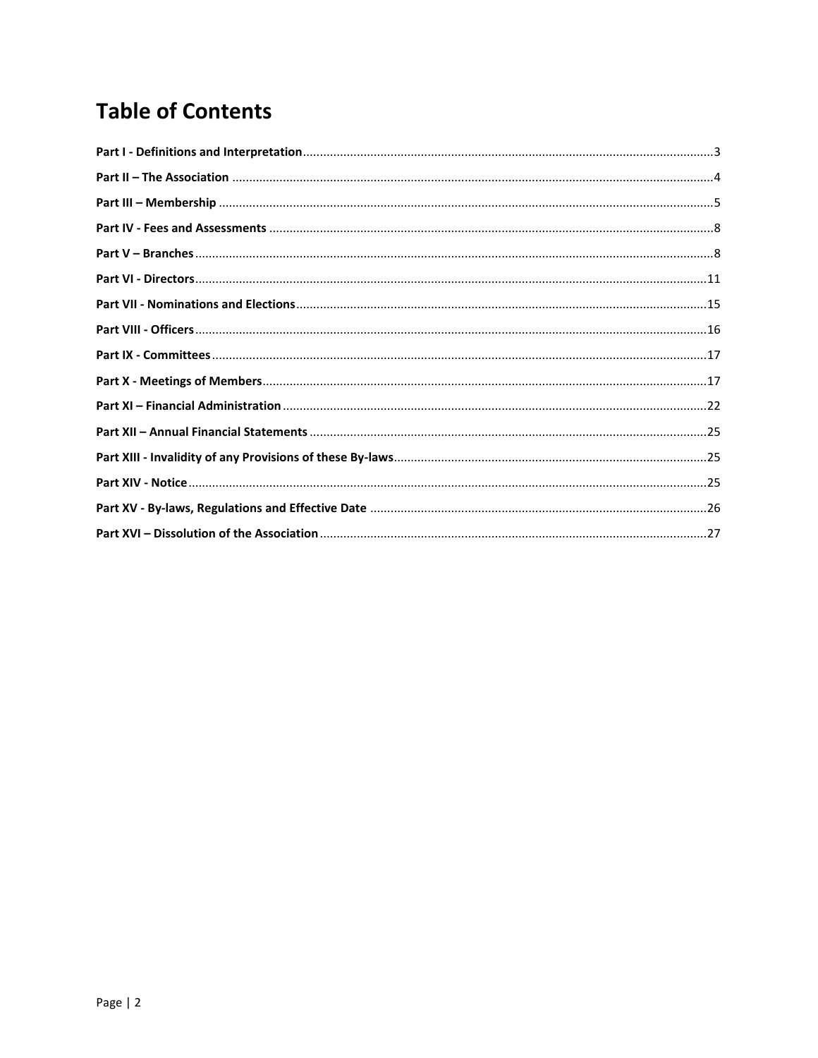# Table of Contents

**Part I - Definitions and Interpretation** ........................................ 3
**Part II – The Association** ........................................ 4
**Part III – Membership** ........................................ 5
**Part IV - Fees and Assessments** ........................................ 8
**Part V – Branches** ........................................ 8
**Part VI - Directors** ........................................ 11
**Part VII - Nominations and Elections** ........................................ 15
**Part VIII - Officers** ........................................ 16
**Part IX - Committees** ........................................ 17
**Part X - Meetings of Members** ........................................ 17
**Part XI – Financial Administration** ........................................ 22
**Part XII – Annual Financial Statements** ........................................ 25
**Part XIII - Invalidity of any Provisions of these By-laws** ........................................ 25
**Part XIV - Notice** ........................................ 25
**Part XV - By-laws, Regulations and Effective Date** ........................................ 26
**Part XVI – Dissolution of the Association** ........................................ 27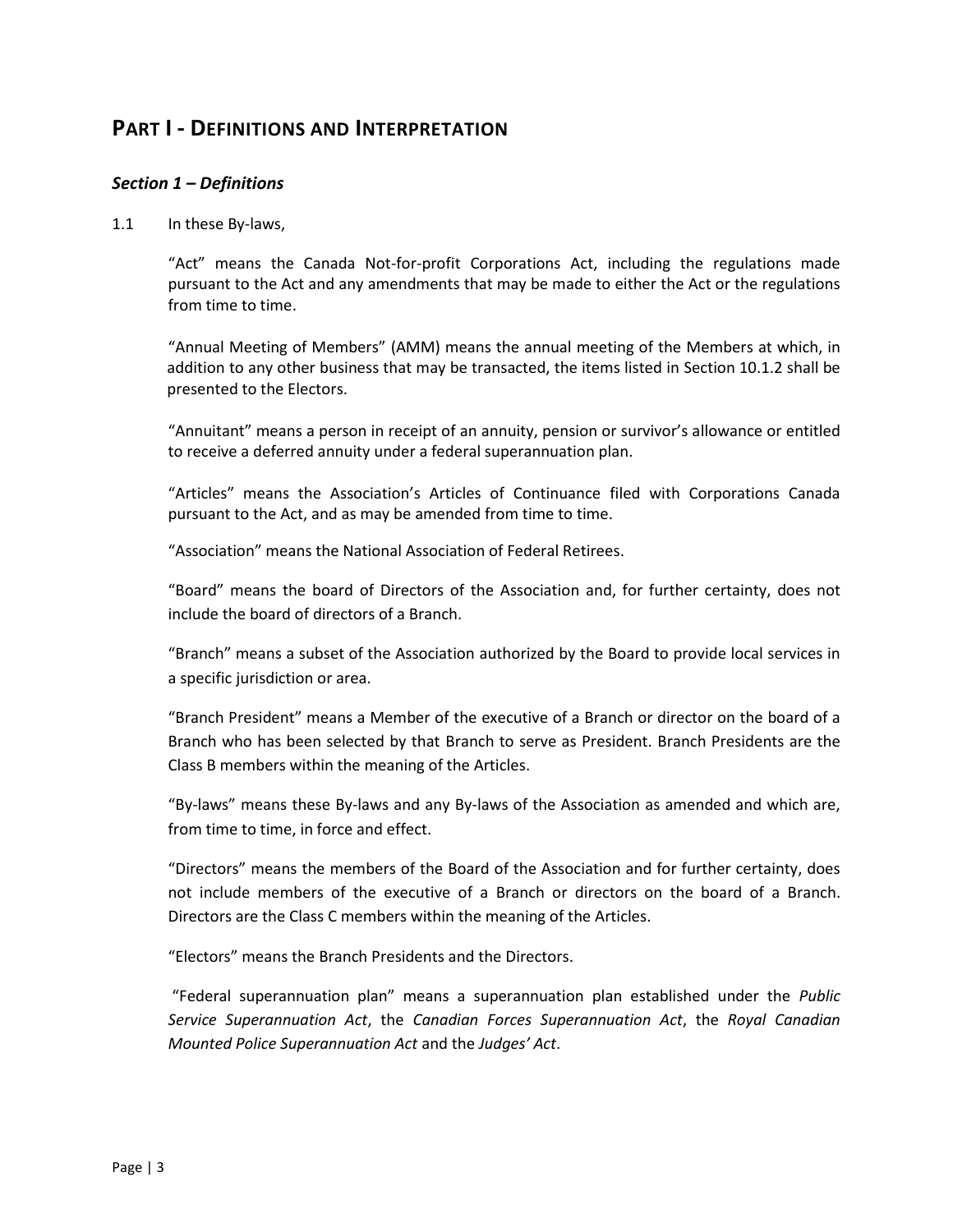# PART I - DEFINITIONS AND INTERPRETATION

## *Section 1 – Definitions*

1.1 In these By-laws,

"Act" means the Canada Not-for-profit Corporations Act, including the regulations made pursuant to the Act and any amendments that may be made to either the Act or the regulations from time to time.

"Annual Meeting of Members" (AMM) means the annual meeting of the Members at which, in addition to any other business that may be transacted, the items listed in Section 10.1.2 shall be presented to the Electors.

"Annuitant" means a person in receipt of an annuity, pension or survivor's allowance or entitled to receive a deferred annuity under a federal superannuation plan.

"Articles" means the Association's Articles of Continuance filed with Corporations Canada pursuant to the Act, and as may be amended from time to time.

"Association" means the National Association of Federal Retirees.

"Board" means the board of Directors of the Association and, for further certainty, does not include the board of directors of a Branch.

"Branch" means a subset of the Association authorized by the Board to provide local services in a specific jurisdiction or area.

"Branch President" means a Member of the executive of a Branch or director on the board of a Branch who has been selected by that Branch to serve as President. Branch Presidents are the Class B members within the meaning of the Articles.

"By-laws" means these By-laws and any By-laws of the Association as amended and which are, from time to time, in force and effect.

"Directors" means the members of the Board of the Association and for further certainty, does not include members of the executive of a Branch or directors on the board of a Branch. Directors are the Class C members within the meaning of the Articles.

"Electors" means the Branch Presidents and the Directors.

"Federal superannuation plan" means a superannuation plan established under the *Public Service Superannuation Act*, the *Canadian Forces Superannuation Act*, the *Royal Canadian Mounted Police Superannuation Act* and the *Judges' Act*.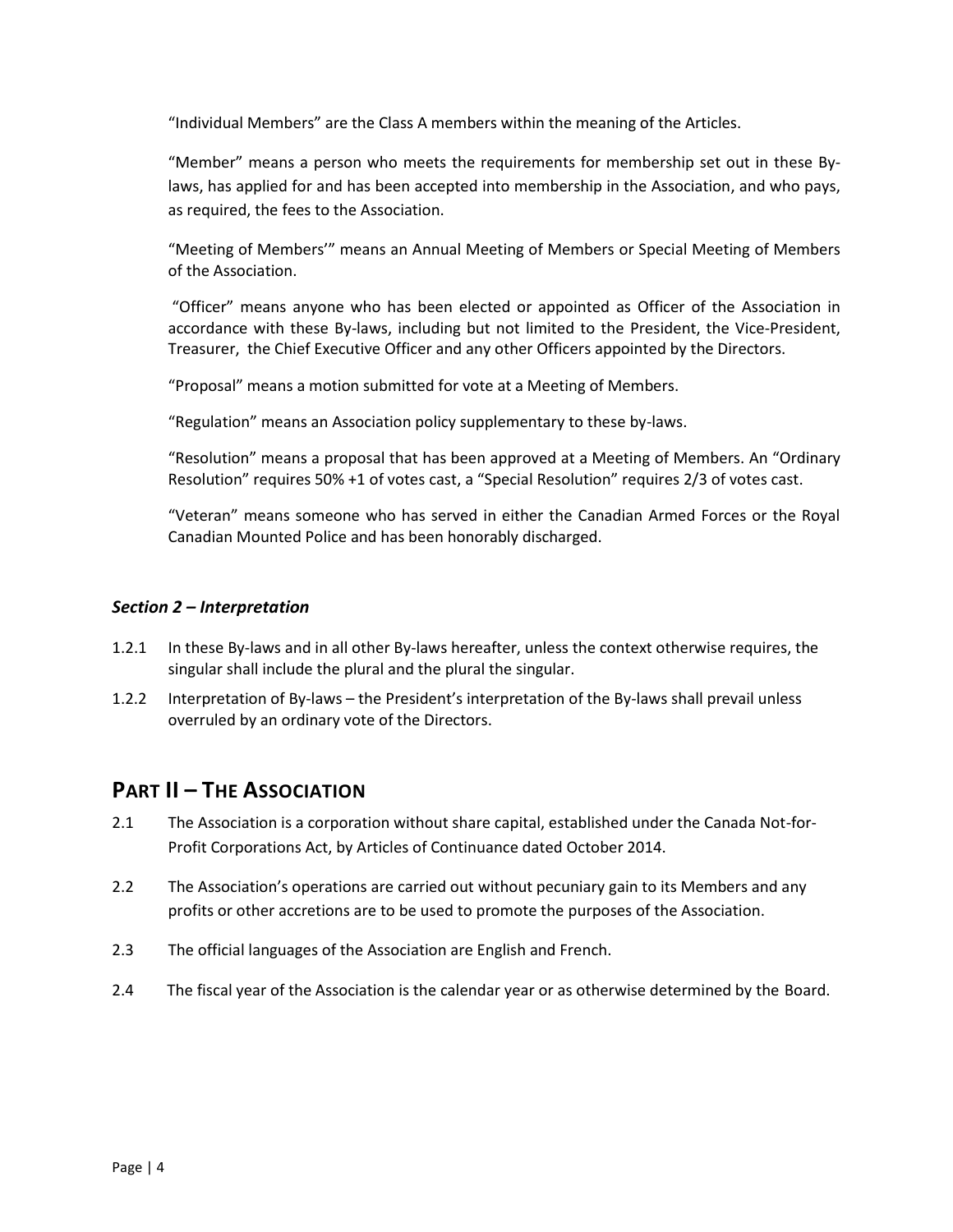"Individual Members" are the Class A members within the meaning of the Articles.

"Member" means a person who meets the requirements for membership set out in these By-laws, has applied for and has been accepted into membership in the Association, and who pays, as required, the fees to the Association.

"Meeting of Members'" means an Annual Meeting of Members or Special Meeting of Members of the Association.

"Officer" means anyone who has been elected or appointed as Officer of the Association in accordance with these By-laws, including but not limited to the President, the Vice-President, Treasurer, the Chief Executive Officer and any other Officers appointed by the Directors.

"Proposal" means a motion submitted for vote at a Meeting of Members.

"Regulation" means an Association policy supplementary to these by-laws.

"Resolution" means a proposal that has been approved at a Meeting of Members. An "Ordinary Resolution" requires 50% +1 of votes cast, a "Special Resolution" requires 2/3 of votes cast.

"Veteran" means someone who has served in either the Canadian Armed Forces or the Royal Canadian Mounted Police and has been honorably discharged.

### *Section 2 – Interpretation*

1.2.1 In these By-laws and in all other By-laws hereafter, unless the context otherwise requires, the singular shall include the plural and the plural the singular.

1.2.2 Interpretation of By-laws – the President's interpretation of the By-laws shall prevail unless overruled by an ordinary vote of the Directors.

## PART II – THE ASSOCIATION

2.1 The Association is a corporation without share capital, established under the Canada Not-for-Profit Corporations Act, by Articles of Continuance dated October 2014.

2.2 The Association's operations are carried out without pecuniary gain to its Members and any profits or other accretions are to be used to promote the purposes of the Association.

2.3 The official languages of the Association are English and French.

2.4 The fiscal year of the Association is the calendar year or as otherwise determined by the Board.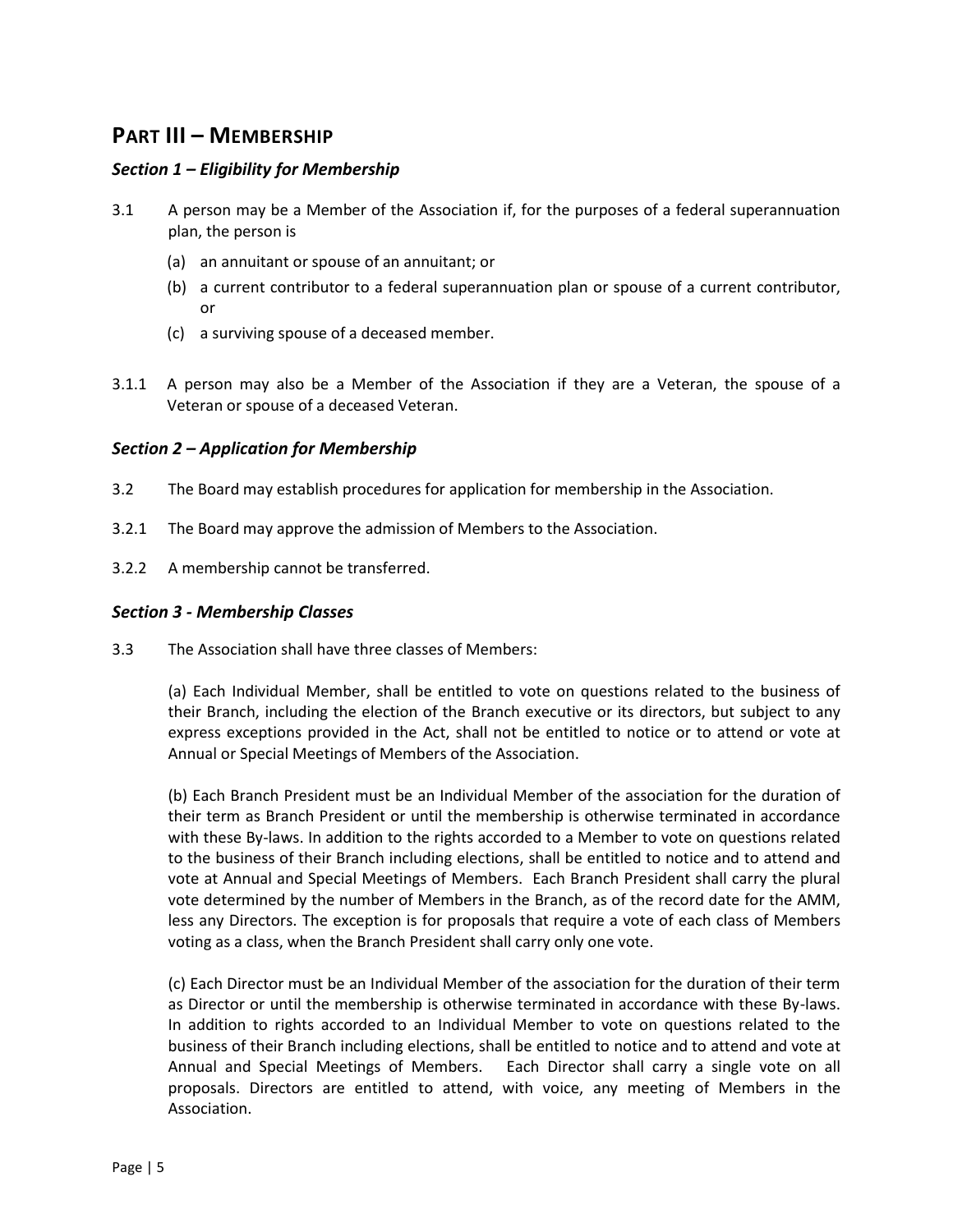## PART III – MEMBERSHIP

### *Section 1 – Eligibility for Membership*

3.1 A person may be a Member of the Association if, for the purposes of a federal superannuation plan, the person is

- (a) an annuitant or spouse of an annuitant; or
- (b) a current contributor to a federal superannuation plan or spouse of a current contributor, or
- (c) a surviving spouse of a deceased member.

3.1.1 A person may also be a Member of the Association if they are a Veteran, the spouse of a Veteran or spouse of a deceased Veteran.

### *Section 2 – Application for Membership*

3.2 The Board may establish procedures for application for membership in the Association.

3.2.1 The Board may approve the admission of Members to the Association.

3.2.2 A membership cannot be transferred.

### *Section 3 - Membership Classes*

3.3 The Association shall have three classes of Members:

(a) Each Individual Member, shall be entitled to vote on questions related to the business of their Branch, including the election of the Branch executive or its directors, but subject to any express exceptions provided in the Act, shall not be entitled to notice or to attend or vote at Annual or Special Meetings of Members of the Association.

(b) Each Branch President must be an Individual Member of the association for the duration of their term as Branch President or until the membership is otherwise terminated in accordance with these By-laws. In addition to the rights accorded to a Member to vote on questions related to the business of their Branch including elections, shall be entitled to notice and to attend and vote at Annual and Special Meetings of Members. Each Branch President shall carry the plural vote determined by the number of Members in the Branch, as of the record date for the AMM, less any Directors. The exception is for proposals that require a vote of each class of Members voting as a class, when the Branch President shall carry only one vote.

(c) Each Director must be an Individual Member of the association for the duration of their term as Director or until the membership is otherwise terminated in accordance with these By-laws. In addition to rights accorded to an Individual Member to vote on questions related to the business of their Branch including elections, shall be entitled to notice and to attend and vote at Annual and Special Meetings of Members. Each Director shall carry a single vote on all proposals. Directors are entitled to attend, with voice, any meeting of Members in the Association.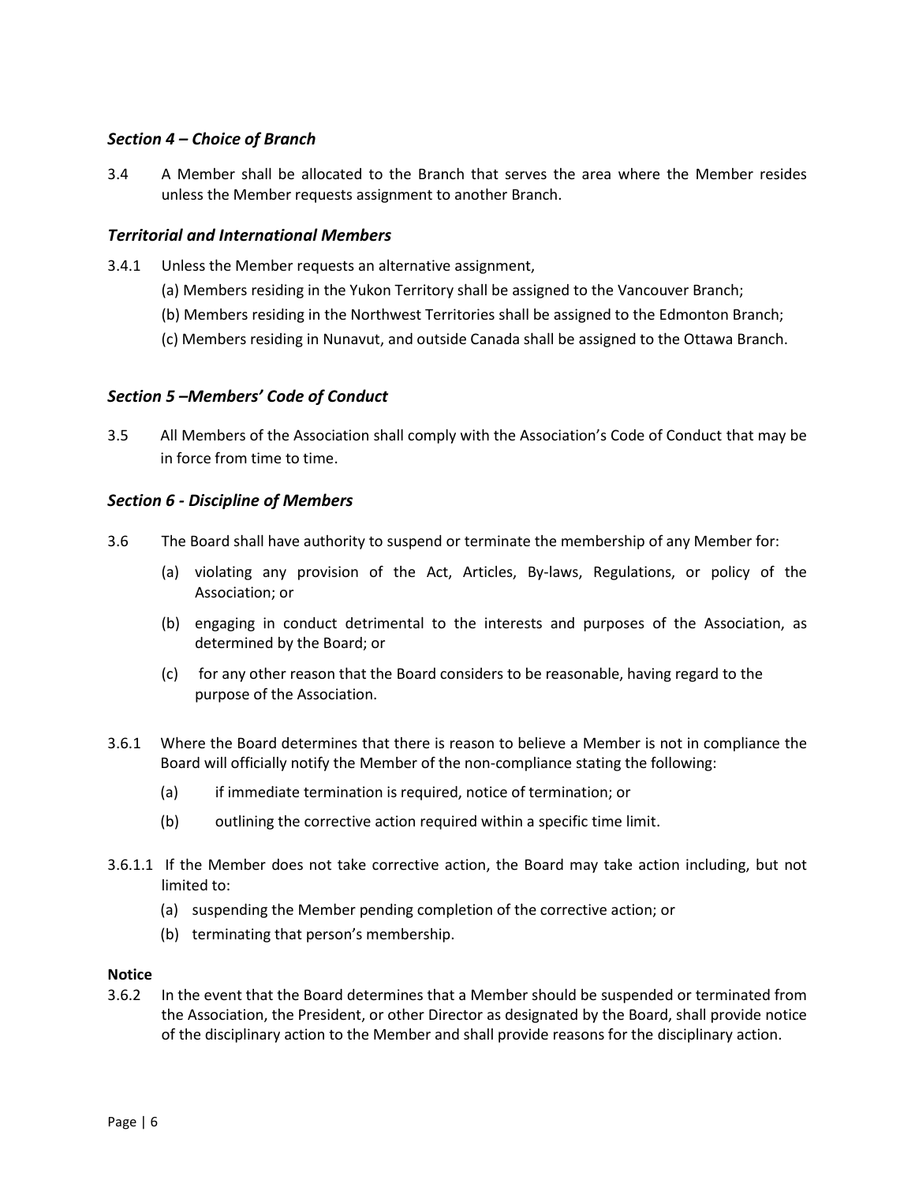### *Section 4 – Choice of Branch*

3.4 A Member shall be allocated to the Branch that serves the area where the Member resides unless the Member requests assignment to another Branch.

### *Territorial and International Members*

3.4.1 Unless the Member requests an alternative assignment,

(a) Members residing in the Yukon Territory shall be assigned to the Vancouver Branch;

(b) Members residing in the Northwest Territories shall be assigned to the Edmonton Branch;

(c) Members residing in Nunavut, and outside Canada shall be assigned to the Ottawa Branch.

### *Section 5 –Members' Code of Conduct*

3.5 All Members of the Association shall comply with the Association's Code of Conduct that may be in force from time to time.

### *Section 6 - Discipline of Members*

3.6 The Board shall have authority to suspend or terminate the membership of any Member for:

(a) violating any provision of the Act, Articles, By-laws, Regulations, or policy of the Association; or

(b) engaging in conduct detrimental to the interests and purposes of the Association, as determined by the Board; or

(c) for any other reason that the Board considers to be reasonable, having regard to the purpose of the Association.

3.6.1 Where the Board determines that there is reason to believe a Member is not in compliance the Board will officially notify the Member of the non-compliance stating the following:

(a) if immediate termination is required, notice of termination; or

(b) outlining the corrective action required within a specific time limit.

3.6.1.1 If the Member does not take corrective action, the Board may take action including, but not limited to:

(a) suspending the Member pending completion of the corrective action; or

(b) terminating that person's membership.

**Notice**

3.6.2 In the event that the Board determines that a Member should be suspended or terminated from the Association, the President, or other Director as designated by the Board, shall provide notice of the disciplinary action to the Member and shall provide reasons for the disciplinary action.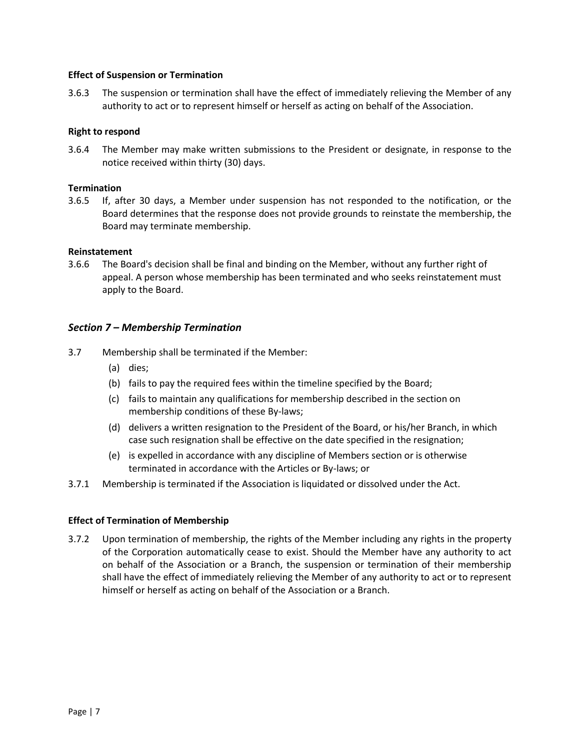**Effect of Suspension or Termination**

3.6.3 The suspension or termination shall have the effect of immediately relieving the Member of any authority to act or to represent himself or herself as acting on behalf of the Association.

**Right to respond**

3.6.4 The Member may make written submissions to the President or designate, in response to the notice received within thirty (30) days.

**Termination**

3.6.5 If, after 30 days, a Member under suspension has not responded to the notification, or the Board determines that the response does not provide grounds to reinstate the membership, the Board may terminate membership.

**Reinstatement**

3.6.6 The Board's decision shall be final and binding on the Member, without any further right of appeal. A person whose membership has been terminated and who seeks reinstatement must apply to the Board.

### *Section 7 – Membership Termination*

3.7 Membership shall be terminated if the Member:

(a) dies;

(b) fails to pay the required fees within the timeline specified by the Board;

(c) fails to maintain any qualifications for membership described in the section on membership conditions of these By-laws;

(d) delivers a written resignation to the President of the Board, or his/her Branch, in which case such resignation shall be effective on the date specified in the resignation;

(e) is expelled in accordance with any discipline of Members section or is otherwise terminated in accordance with the Articles or By-laws; or

3.7.1 Membership is terminated if the Association is liquidated or dissolved under the Act.

**Effect of Termination of Membership**

3.7.2 Upon termination of membership, the rights of the Member including any rights in the property of the Corporation automatically cease to exist. Should the Member have any authority to act on behalf of the Association or a Branch, the suspension or termination of their membership shall have the effect of immediately relieving the Member of any authority to act or to represent himself or herself as acting on behalf of the Association or a Branch.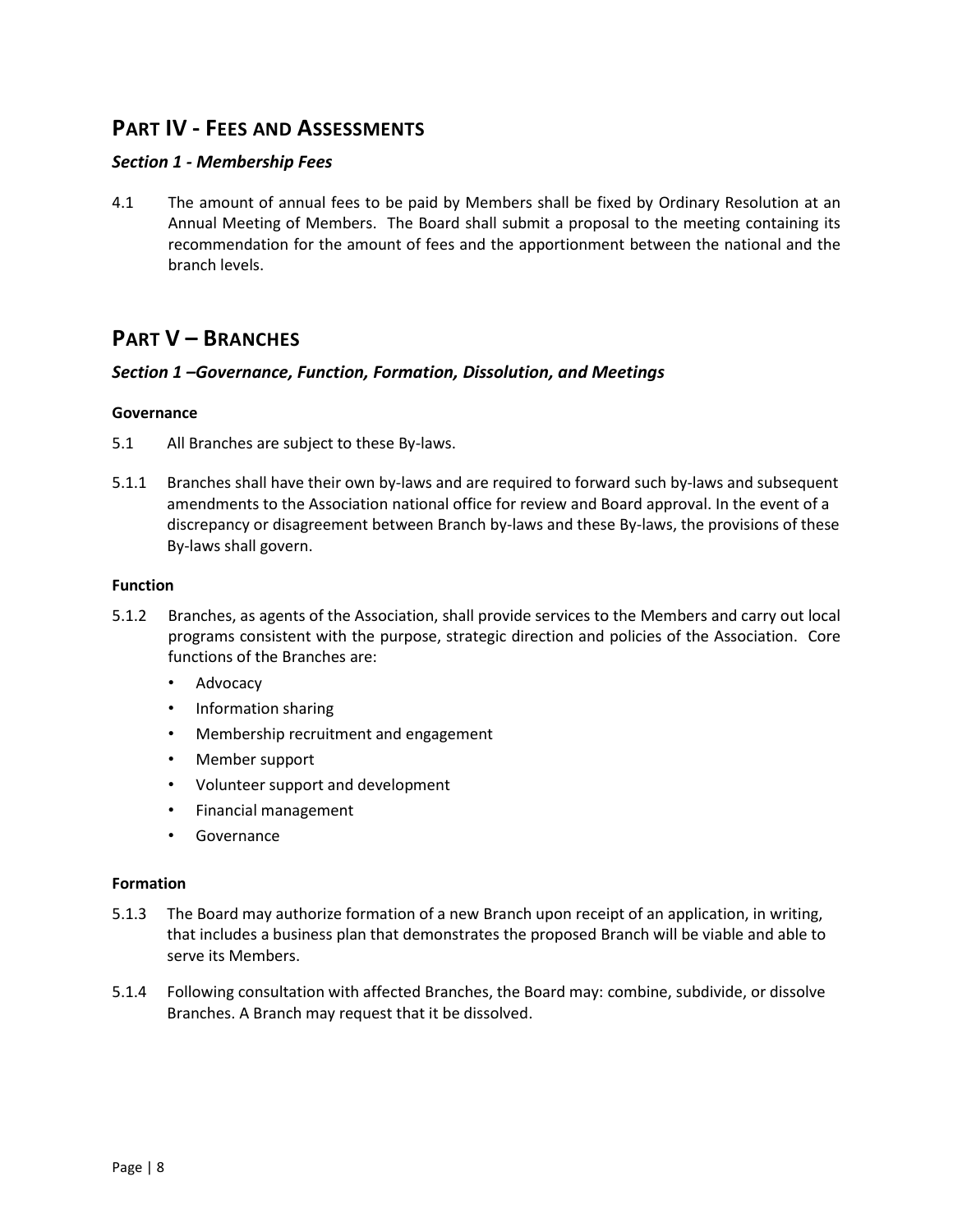## PART IV - FEES AND ASSESSMENTS

### *Section 1 - Membership Fees*

4.1 The amount of annual fees to be paid by Members shall be fixed by Ordinary Resolution at an Annual Meeting of Members. The Board shall submit a proposal to the meeting containing its recommendation for the amount of fees and the apportionment between the national and the branch levels.

## PART V – BRANCHES

### *Section 1 –Governance, Function, Formation, Dissolution, and Meetings*

**Governance**

5.1 All Branches are subject to these By-laws.

5.1.1 Branches shall have their own by-laws and are required to forward such by-laws and subsequent amendments to the Association national office for review and Board approval. In the event of a discrepancy or disagreement between Branch by-laws and these By-laws, the provisions of these By-laws shall govern.

**Function**

5.1.2 Branches, as agents of the Association, shall provide services to the Members and carry out local programs consistent with the purpose, strategic direction and policies of the Association. Core functions of the Branches are:

- Advocacy
- Information sharing
- Membership recruitment and engagement
- Member support
- Volunteer support and development
- Financial management
- Governance

**Formation**

5.1.3 The Board may authorize formation of a new Branch upon receipt of an application, in writing, that includes a business plan that demonstrates the proposed Branch will be viable and able to serve its Members.

5.1.4 Following consultation with affected Branches, the Board may: combine, subdivide, or dissolve Branches. A Branch may request that it be dissolved.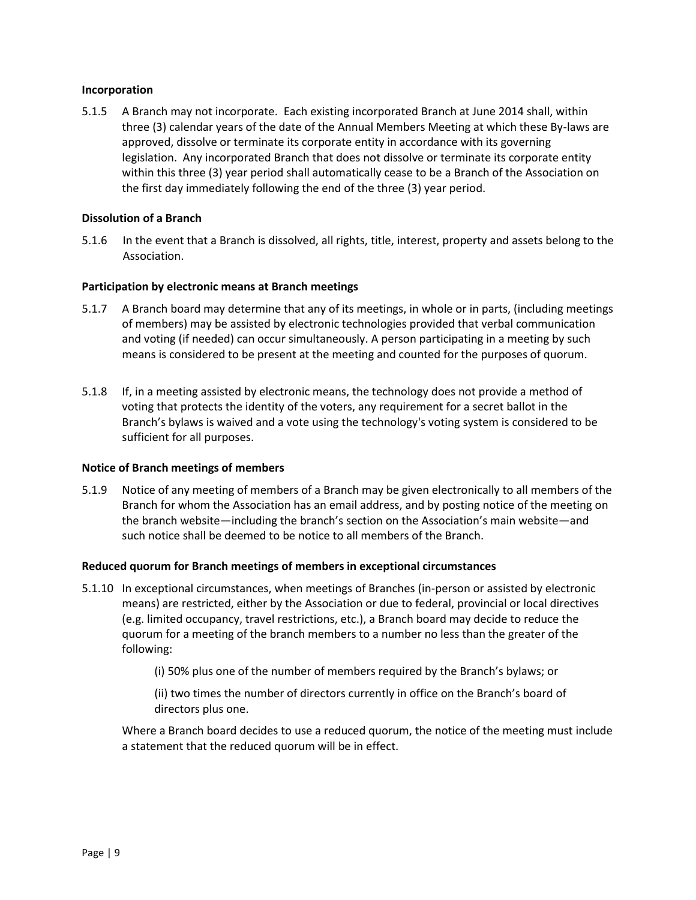**Incorporation**

5.1.5 A Branch may not incorporate. Each existing incorporated Branch at June 2014 shall, within three (3) calendar years of the date of the Annual Members Meeting at which these By-laws are approved, dissolve or terminate its corporate entity in accordance with its governing legislation. Any incorporated Branch that does not dissolve or terminate its corporate entity within this three (3) year period shall automatically cease to be a Branch of the Association on the first day immediately following the end of the three (3) year period.

**Dissolution of a Branch**

5.1.6 In the event that a Branch is dissolved, all rights, title, interest, property and assets belong to the Association.

**Participation by electronic means at Branch meetings**

5.1.7 A Branch board may determine that any of its meetings, in whole or in parts, (including meetings of members) may be assisted by electronic technologies provided that verbal communication and voting (if needed) can occur simultaneously. A person participating in a meeting by such means is considered to be present at the meeting and counted for the purposes of quorum.

5.1.8 If, in a meeting assisted by electronic means, the technology does not provide a method of voting that protects the identity of the voters, any requirement for a secret ballot in the Branch's bylaws is waived and a vote using the technology's voting system is considered to be sufficient for all purposes.

**Notice of Branch meetings of members**

5.1.9 Notice of any meeting of members of a Branch may be given electronically to all members of the Branch for whom the Association has an email address, and by posting notice of the meeting on the branch website—including the branch's section on the Association's main website—and such notice shall be deemed to be notice to all members of the Branch.

**Reduced quorum for Branch meetings of members in exceptional circumstances**

5.1.10 In exceptional circumstances, when meetings of Branches (in-person or assisted by electronic means) are restricted, either by the Association or due to federal, provincial or local directives (e.g. limited occupancy, travel restrictions, etc.), a Branch board may decide to reduce the quorum for a meeting of the branch members to a number no less than the greater of the following:

(i) 50% plus one of the number of members required by the Branch's bylaws; or

(ii) two times the number of directors currently in office on the Branch's board of directors plus one.

Where a Branch board decides to use a reduced quorum, the notice of the meeting must include a statement that the reduced quorum will be in effect.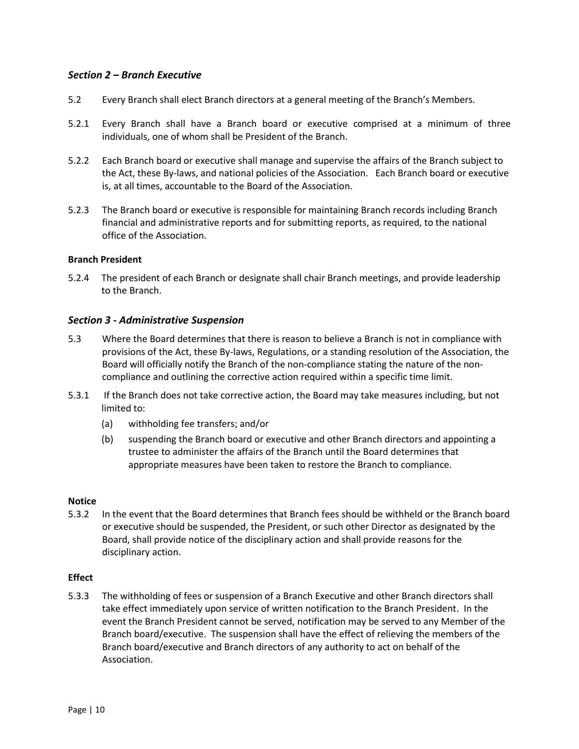### *Section 2 – Branch Executive*

5.2 Every Branch shall elect Branch directors at a general meeting of the Branch's Members.

5.2.1 Every Branch shall have a Branch board or executive comprised at a minimum of three individuals, one of whom shall be President of the Branch.

5.2.2 Each Branch board or executive shall manage and supervise the affairs of the Branch subject to the Act, these By-laws, and national policies of the Association. Each Branch board or executive is, at all times, accountable to the Board of the Association.

5.2.3 The Branch board or executive is responsible for maintaining Branch records including Branch financial and administrative reports and for submitting reports, as required, to the national office of the Association.

**Branch President**

5.2.4 The president of each Branch or designate shall chair Branch meetings, and provide leadership to the Branch.

### *Section 3 - Administrative Suspension*

5.3 Where the Board determines that there is reason to believe a Branch is not in compliance with provisions of the Act, these By-laws, Regulations, or a standing resolution of the Association, the Board will officially notify the Branch of the non-compliance stating the nature of the non-compliance and outlining the corrective action required within a specific time limit.

5.3.1 If the Branch does not take corrective action, the Board may take measures including, but not limited to:

(a) withholding fee transfers; and/or

(b) suspending the Branch board or executive and other Branch directors and appointing a trustee to administer the affairs of the Branch until the Board determines that appropriate measures have been taken to restore the Branch to compliance.

**Notice**

5.3.2 In the event that the Board determines that Branch fees should be withheld or the Branch board or executive should be suspended, the President, or such other Director as designated by the Board, shall provide notice of the disciplinary action and shall provide reasons for the disciplinary action.

**Effect**

5.3.3 The withholding of fees or suspension of a Branch Executive and other Branch directors shall take effect immediately upon service of written notification to the Branch President. In the event the Branch President cannot be served, notification may be served to any Member of the Branch board/executive. The suspension shall have the effect of relieving the members of the Branch board/executive and Branch directors of any authority to act on behalf of the Association.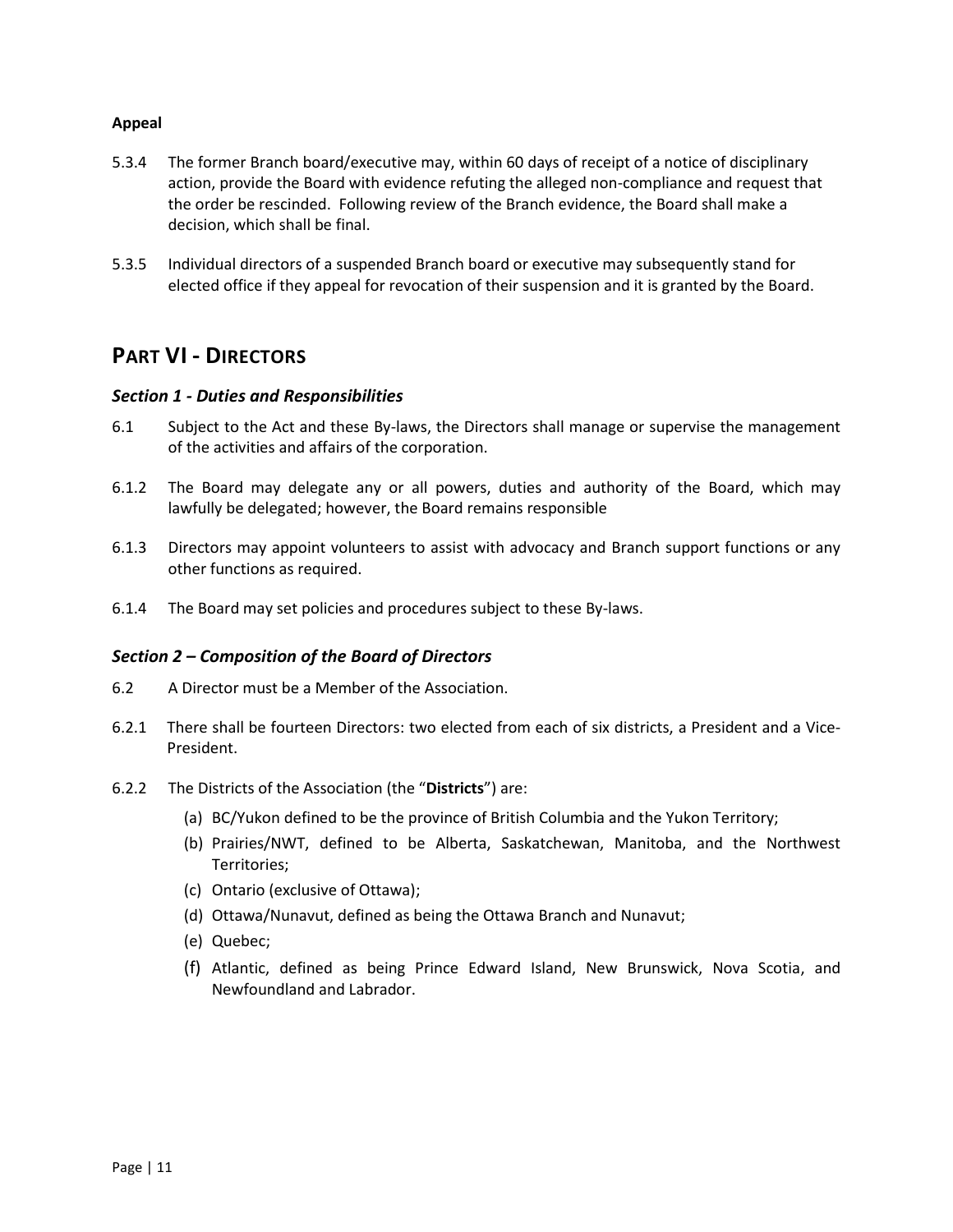**Appeal**

5.3.4 The former Branch board/executive may, within 60 days of receipt of a notice of disciplinary action, provide the Board with evidence refuting the alleged non-compliance and request that the order be rescinded. Following review of the Branch evidence, the Board shall make a decision, which shall be final.

5.3.5 Individual directors of a suspended Branch board or executive may subsequently stand for elected office if they appeal for revocation of their suspension and it is granted by the Board.

## PART VI - DIRECTORS

### *Section 1 - Duties and Responsibilities*

6.1 Subject to the Act and these By-laws, the Directors shall manage or supervise the management of the activities and affairs of the corporation.

6.1.2 The Board may delegate any or all powers, duties and authority of the Board, which may lawfully be delegated; however, the Board remains responsible

6.1.3 Directors may appoint volunteers to assist with advocacy and Branch support functions or any other functions as required.

6.1.4 The Board may set policies and procedures subject to these By-laws.

### *Section 2 – Composition of the Board of Directors*

6.2 A Director must be a Member of the Association.

6.2.1 There shall be fourteen Directors: two elected from each of six districts, a President and a Vice-President.

6.2.2 The Districts of the Association (the "**Districts**") are:

(a) BC/Yukon defined to be the province of British Columbia and the Yukon Territory;
(b) Prairies/NWT, defined to be Alberta, Saskatchewan, Manitoba, and the Northwest Territories;
(c) Ontario (exclusive of Ottawa);
(d) Ottawa/Nunavut, defined as being the Ottawa Branch and Nunavut;
(e) Quebec;
(f) Atlantic, defined as being Prince Edward Island, New Brunswick, Nova Scotia, and Newfoundland and Labrador.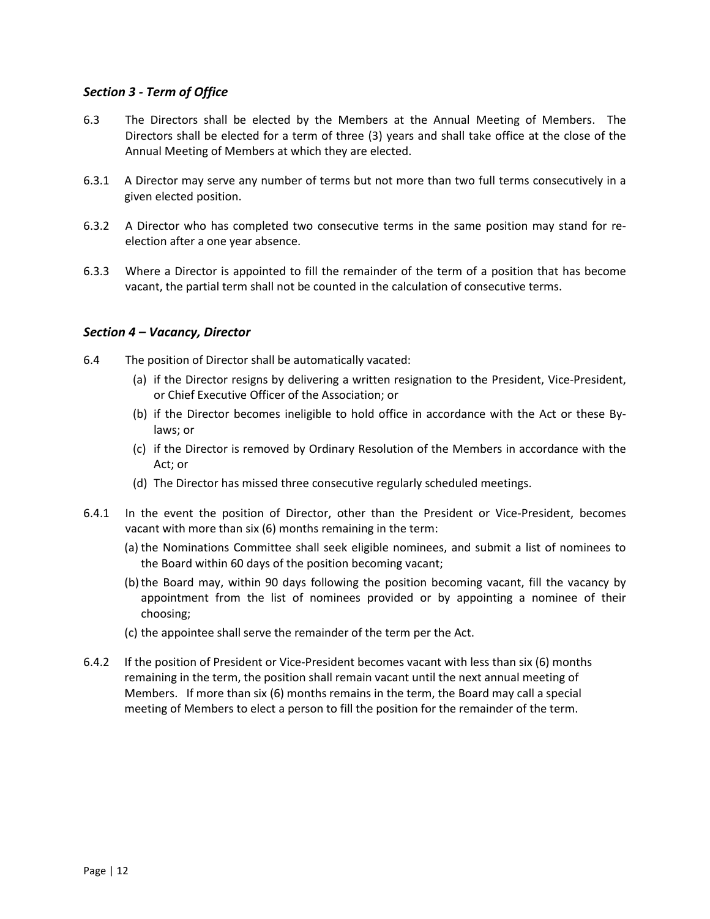### *Section 3 - Term of Office*

6.3 The Directors shall be elected by the Members at the Annual Meeting of Members. The Directors shall be elected for a term of three (3) years and shall take office at the close of the Annual Meeting of Members at which they are elected.

6.3.1 A Director may serve any number of terms but not more than two full terms consecutively in a given elected position.

6.3.2 A Director who has completed two consecutive terms in the same position may stand for re-election after a one year absence.

6.3.3 Where a Director is appointed to fill the remainder of the term of a position that has become vacant, the partial term shall not be counted in the calculation of consecutive terms.

### *Section 4 – Vacancy, Director*

6.4 The position of Director shall be automatically vacated:

(a) if the Director resigns by delivering a written resignation to the President, Vice-President, or Chief Executive Officer of the Association; or

(b) if the Director becomes ineligible to hold office in accordance with the Act or these By-laws; or

(c) if the Director is removed by Ordinary Resolution of the Members in accordance with the Act; or

(d) The Director has missed three consecutive regularly scheduled meetings.

6.4.1 In the event the position of Director, other than the President or Vice-President, becomes vacant with more than six (6) months remaining in the term:

(a) the Nominations Committee shall seek eligible nominees, and submit a list of nominees to the Board within 60 days of the position becoming vacant;

(b) the Board may, within 90 days following the position becoming vacant, fill the vacancy by appointment from the list of nominees provided or by appointing a nominee of their choosing;

(c) the appointee shall serve the remainder of the term per the Act.

6.4.2 If the position of President or Vice-President becomes vacant with less than six (6) months remaining in the term, the position shall remain vacant until the next annual meeting of Members. If more than six (6) months remains in the term, the Board may call a special meeting of Members to elect a person to fill the position for the remainder of the term.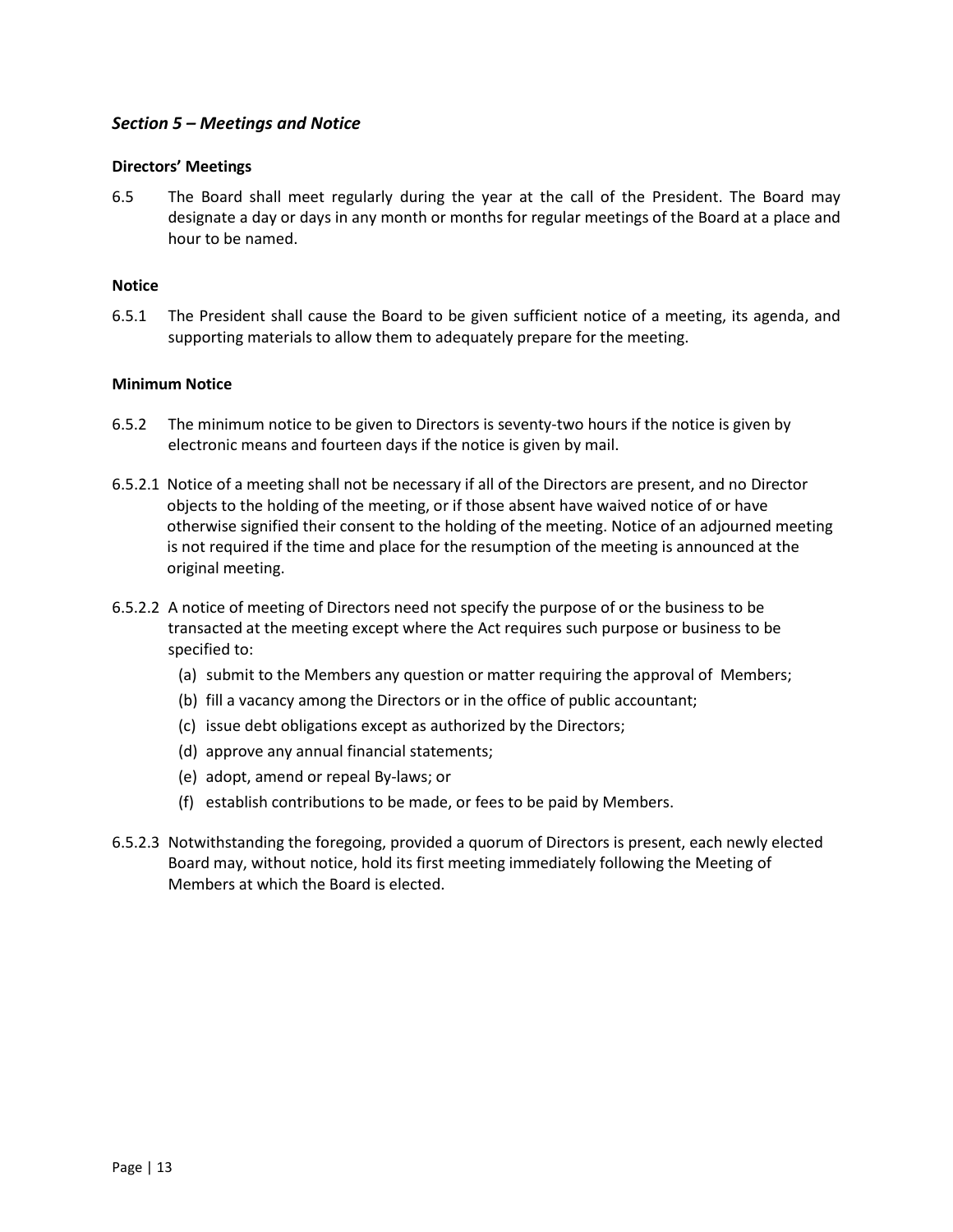## *Section 5 – Meetings and Notice*

### Directors' Meetings

6.5 The Board shall meet regularly during the year at the call of the President. The Board may designate a day or days in any month or months for regular meetings of the Board at a place and hour to be named.

### Notice

6.5.1 The President shall cause the Board to be given sufficient notice of a meeting, its agenda, and supporting materials to allow them to adequately prepare for the meeting.

### Minimum Notice

6.5.2 The minimum notice to be given to Directors is seventy-two hours if the notice is given by electronic means and fourteen days if the notice is given by mail.

6.5.2.1 Notice of a meeting shall not be necessary if all of the Directors are present, and no Director objects to the holding of the meeting, or if those absent have waived notice of or have otherwise signified their consent to the holding of the meeting. Notice of an adjourned meeting is not required if the time and place for the resumption of the meeting is announced at the original meeting.

6.5.2.2 A notice of meeting of Directors need not specify the purpose of or the business to be transacted at the meeting except where the Act requires such purpose or business to be specified to:

- (a) submit to the Members any question or matter requiring the approval of Members;
- (b) fill a vacancy among the Directors or in the office of public accountant;
- (c) issue debt obligations except as authorized by the Directors;
- (d) approve any annual financial statements;
- (e) adopt, amend or repeal By-laws; or
- (f) establish contributions to be made, or fees to be paid by Members.

6.5.2.3 Notwithstanding the foregoing, provided a quorum of Directors is present, each newly elected Board may, without notice, hold its first meeting immediately following the Meeting of Members at which the Board is elected.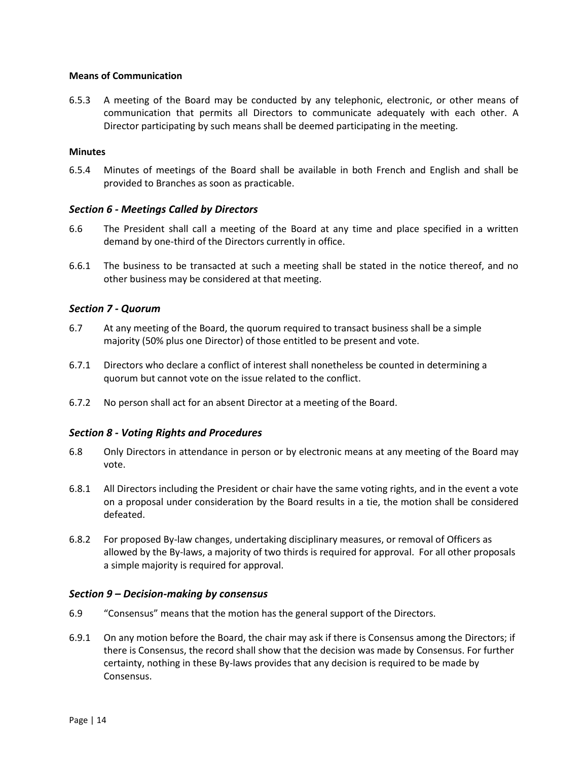**Means of Communication**

6.5.3 A meeting of the Board may be conducted by any telephonic, electronic, or other means of communication that permits all Directors to communicate adequately with each other. A Director participating by such means shall be deemed participating in the meeting.

**Minutes**

6.5.4 Minutes of meetings of the Board shall be available in both French and English and shall be provided to Branches as soon as practicable.

### *Section 6 - Meetings Called by Directors*

6.6 The President shall call a meeting of the Board at any time and place specified in a written demand by one-third of the Directors currently in office.

6.6.1 The business to be transacted at such a meeting shall be stated in the notice thereof, and no other business may be considered at that meeting.

### *Section 7 - Quorum*

6.7 At any meeting of the Board, the quorum required to transact business shall be a simple majority (50% plus one Director) of those entitled to be present and vote.

6.7.1 Directors who declare a conflict of interest shall nonetheless be counted in determining a quorum but cannot vote on the issue related to the conflict.

6.7.2 No person shall act for an absent Director at a meeting of the Board.

### *Section 8 - Voting Rights and Procedures*

6.8 Only Directors in attendance in person or by electronic means at any meeting of the Board may vote.

6.8.1 All Directors including the President or chair have the same voting rights, and in the event a vote on a proposal under consideration by the Board results in a tie, the motion shall be considered defeated.

6.8.2 For proposed By-law changes, undertaking disciplinary measures, or removal of Officers as allowed by the By-laws, a majority of two thirds is required for approval. For all other proposals a simple majority is required for approval.

### *Section 9 – Decision-making by consensus*

6.9 “Consensus” means that the motion has the general support of the Directors.

6.9.1 On any motion before the Board, the chair may ask if there is Consensus among the Directors; if there is Consensus, the record shall show that the decision was made by Consensus. For further certainty, nothing in these By-laws provides that any decision is required to be made by Consensus.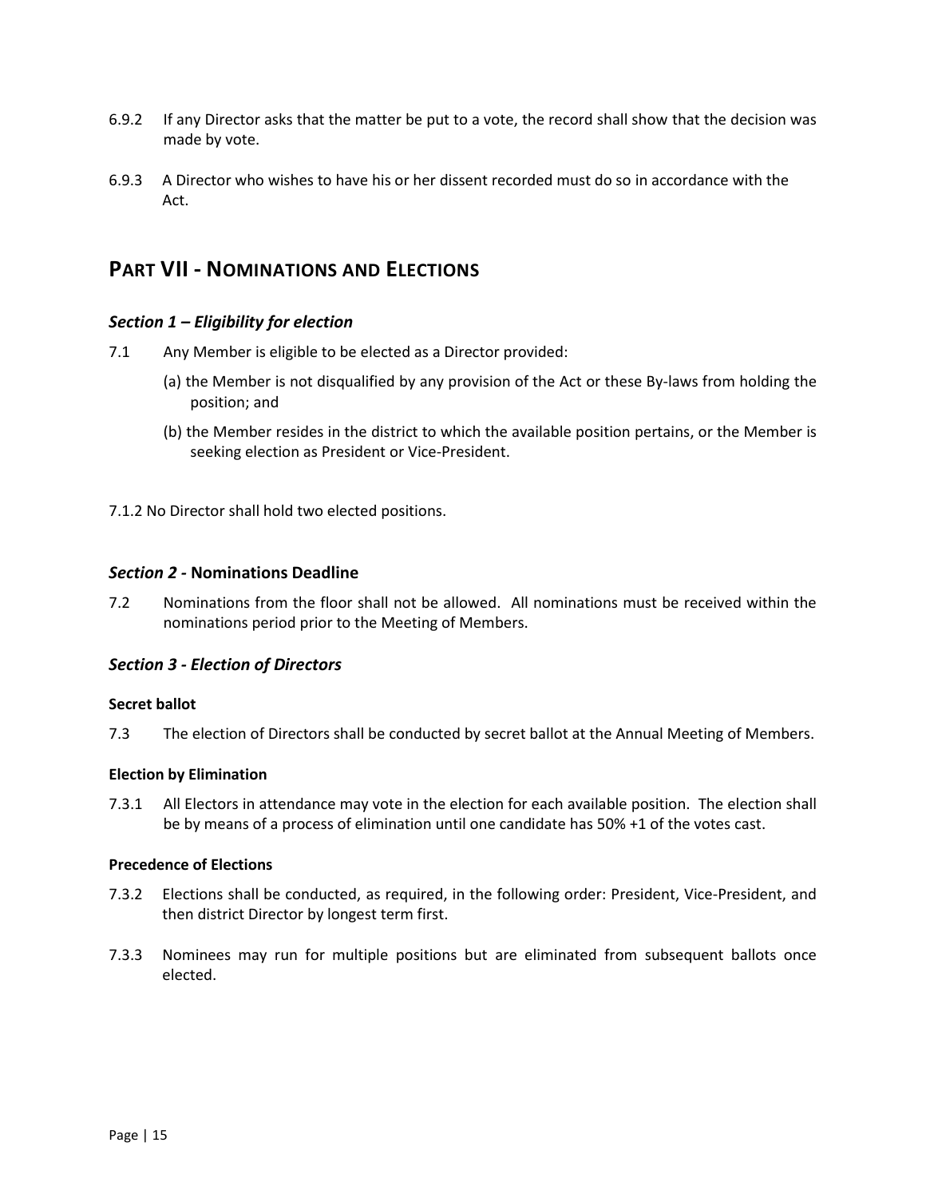6.9.2 If any Director asks that the matter be put to a vote, the record shall show that the decision was made by vote.

6.9.3 A Director who wishes to have his or her dissent recorded must do so in accordance with the Act.

## PART VII - NOMINATIONS AND ELECTIONS

### *Section 1 – Eligibility for election*

7.1 Any Member is eligible to be elected as a Director provided:

(a) the Member is not disqualified by any provision of the Act or these By-laws from holding the position; and

(b) the Member resides in the district to which the available position pertains, or the Member is seeking election as President or Vice-President.

7.1.2 No Director shall hold two elected positions.

### *Section 2 -* **Nominations Deadline**

7.2 Nominations from the floor shall not be allowed. All nominations must be received within the nominations period prior to the Meeting of Members.

### *Section 3 - Election of Directors*

**Secret ballot**

7.3 The election of Directors shall be conducted by secret ballot at the Annual Meeting of Members.

**Election by Elimination**

7.3.1 All Electors in attendance may vote in the election for each available position. The election shall be by means of a process of elimination until one candidate has 50% +1 of the votes cast.

**Precedence of Elections**

7.3.2 Elections shall be conducted, as required, in the following order: President, Vice-President, and then district Director by longest term first.

7.3.3 Nominees may run for multiple positions but are eliminated from subsequent ballots once elected.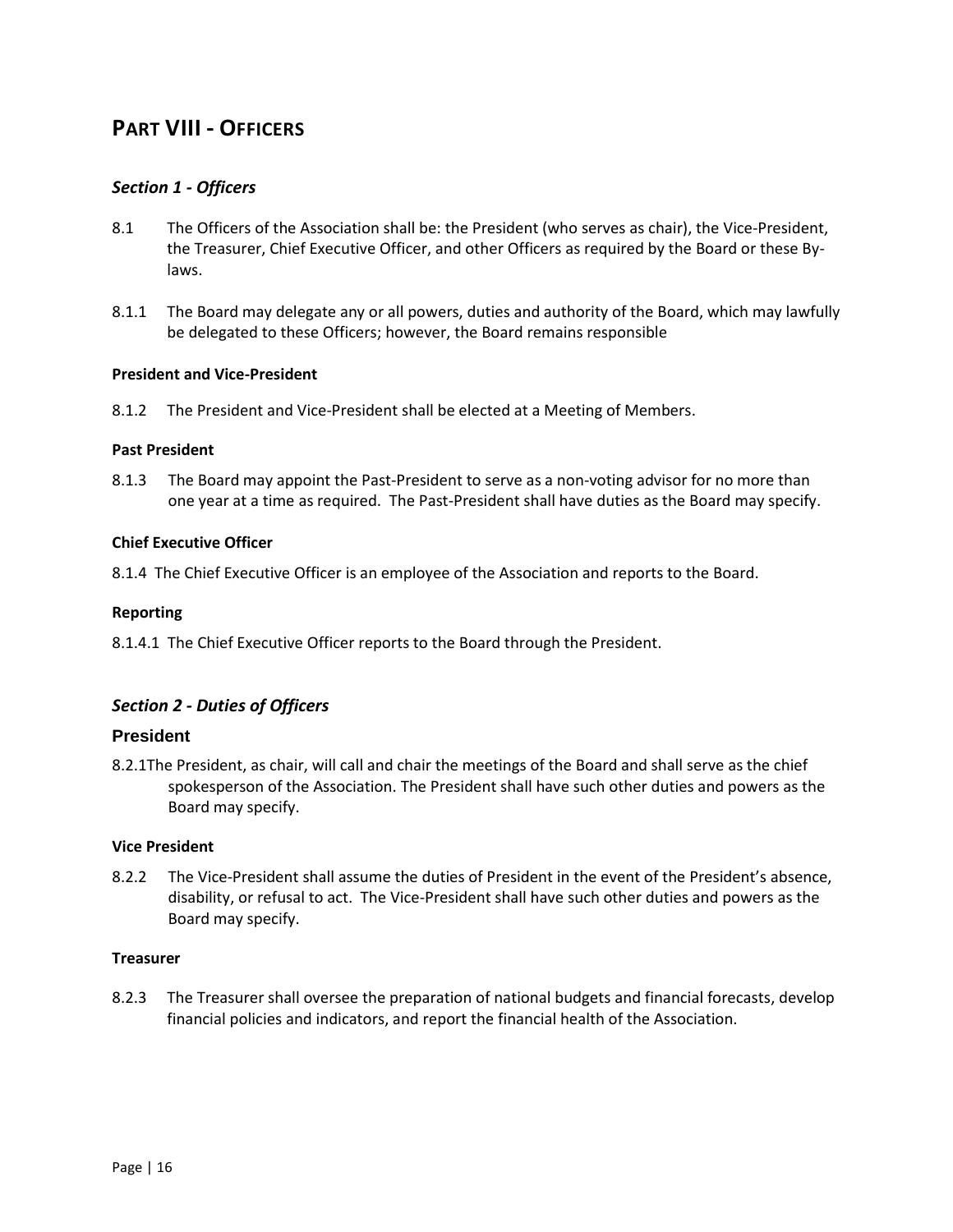# PART VIII - OFFICERS

## *Section 1 - Officers*

8.1 The Officers of the Association shall be: the President (who serves as chair), the Vice-President, the Treasurer, Chief Executive Officer, and other Officers as required by the Board or these By-laws.

8.1.1 The Board may delegate any or all powers, duties and authority of the Board, which may lawfully be delegated to these Officers; however, the Board remains responsible

#### President and Vice-President

8.1.2 The President and Vice-President shall be elected at a Meeting of Members.

#### Past President

8.1.3 The Board may appoint the Past-President to serve as a non-voting advisor for no more than one year at a time as required. The Past-President shall have duties as the Board may specify.

#### Chief Executive Officer

8.1.4 The Chief Executive Officer is an employee of the Association and reports to the Board.

#### Reporting

8.1.4.1 The Chief Executive Officer reports to the Board through the President.

## *Section 2 - Duties of Officers*

### President

8.2.1The President, as chair, will call and chair the meetings of the Board and shall serve as the chief spokesperson of the Association. The President shall have such other duties and powers as the Board may specify.

#### Vice President

8.2.2 The Vice-President shall assume the duties of President in the event of the President's absence, disability, or refusal to act. The Vice-President shall have such other duties and powers as the Board may specify.

#### Treasurer

8.2.3 The Treasurer shall oversee the preparation of national budgets and financial forecasts, develop financial policies and indicators, and report the financial health of the Association.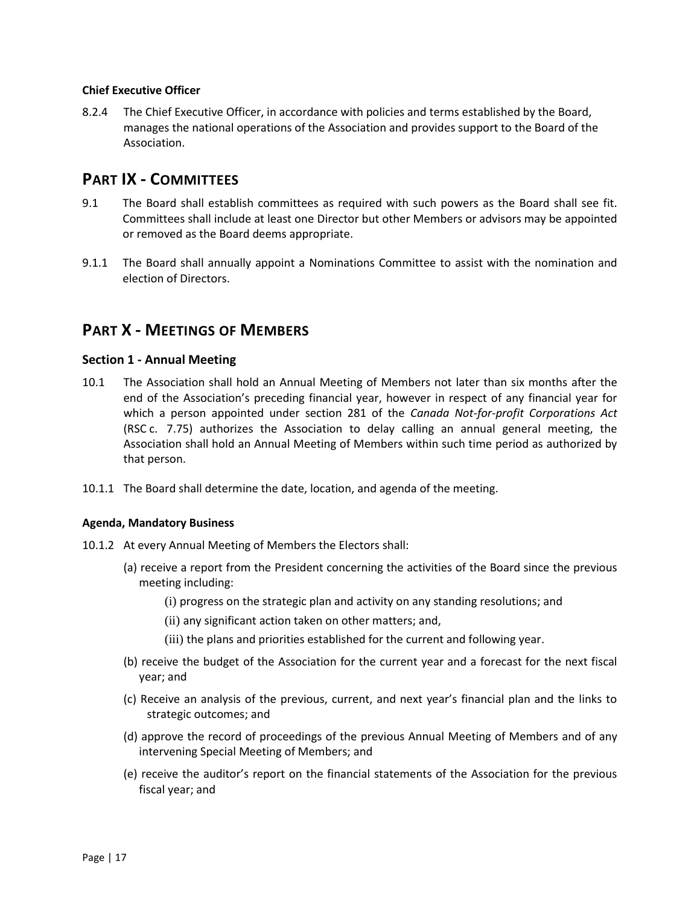#### Chief Executive Officer

8.2.4 The Chief Executive Officer, in accordance with policies and terms established by the Board, manages the national operations of the Association and provides support to the Board of the Association.

## PART IX - COMMITTEES

9.1 The Board shall establish committees as required with such powers as the Board shall see fit. Committees shall include at least one Director but other Members or advisors may be appointed or removed as the Board deems appropriate.

9.1.1 The Board shall annually appoint a Nominations Committee to assist with the nomination and election of Directors.

## PART X - MEETINGS OF MEMBERS

### Section 1 - Annual Meeting

10.1 The Association shall hold an Annual Meeting of Members not later than six months after the end of the Association's preceding financial year, however in respect of any financial year for which a person appointed under section 281 of the *Canada Not-for-profit Corporations Act* (RSC c. 7.75) authorizes the Association to delay calling an annual general meeting, the Association shall hold an Annual Meeting of Members within such time period as authorized by that person.

10.1.1 The Board shall determine the date, location, and agenda of the meeting.

#### Agenda, Mandatory Business

10.1.2 At every Annual Meeting of Members the Electors shall:

(a) receive a report from the President concerning the activities of the Board since the previous meeting including:

(i) progress on the strategic plan and activity on any standing resolutions; and

(ii) any significant action taken on other matters; and,

(iii) the plans and priorities established for the current and following year.

(b) receive the budget of the Association for the current year and a forecast for the next fiscal year; and

(c) Receive an analysis of the previous, current, and next year's financial plan and the links to strategic outcomes; and

(d) approve the record of proceedings of the previous Annual Meeting of Members and of any intervening Special Meeting of Members; and

(e) receive the auditor's report on the financial statements of the Association for the previous fiscal year; and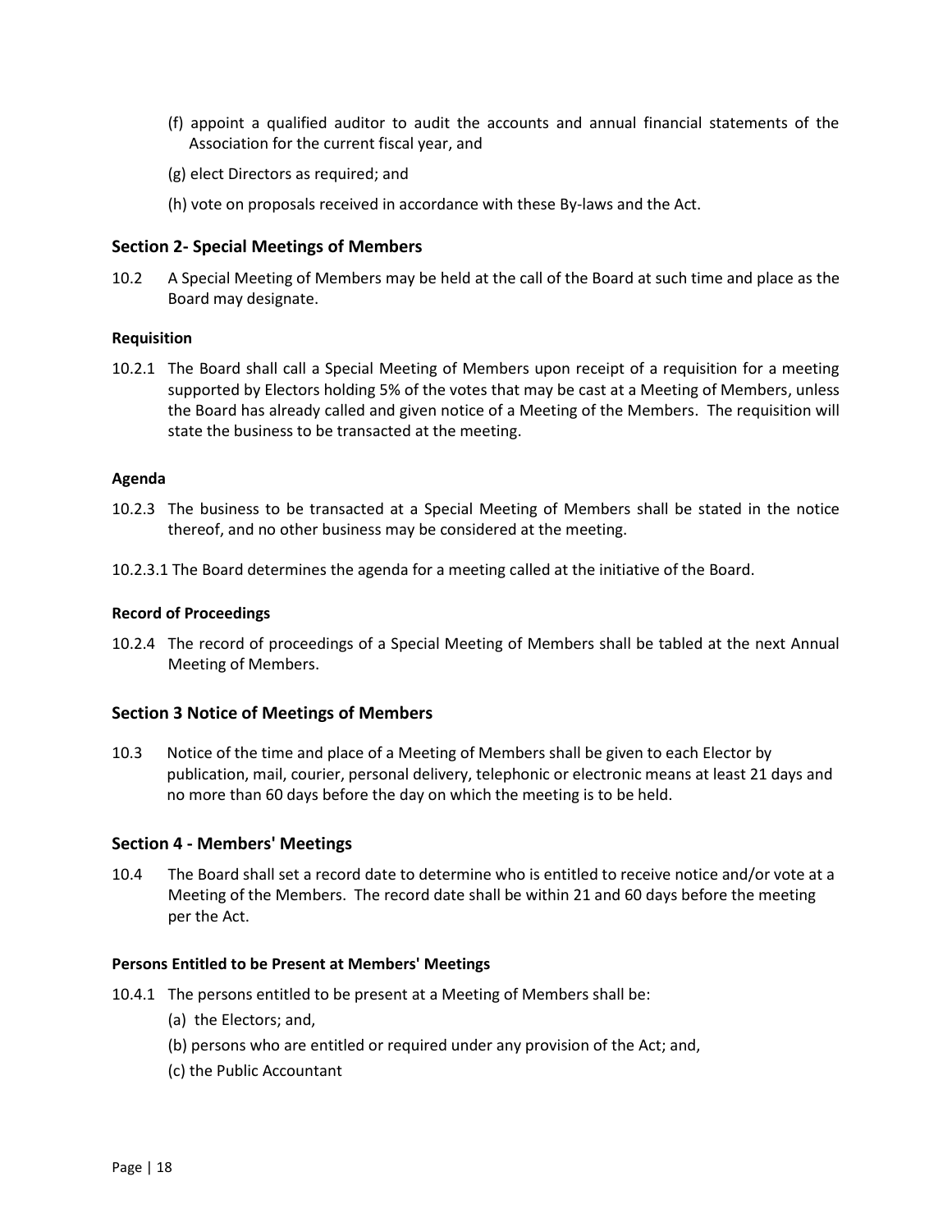(f) appoint a qualified auditor to audit the accounts and annual financial statements of the Association for the current fiscal year, and

(g) elect Directors as required; and

(h) vote on proposals received in accordance with these By-laws and the Act.

## Section 2- Special Meetings of Members

10.2 A Special Meeting of Members may be held at the call of the Board at such time and place as the Board may designate.

**Requisition**

10.2.1 The Board shall call a Special Meeting of Members upon receipt of a requisition for a meeting supported by Electors holding 5% of the votes that may be cast at a Meeting of Members, unless the Board has already called and given notice of a Meeting of the Members. The requisition will state the business to be transacted at the meeting.

**Agenda**

10.2.3 The business to be transacted at a Special Meeting of Members shall be stated in the notice thereof, and no other business may be considered at the meeting.

10.2.3.1 The Board determines the agenda for a meeting called at the initiative of the Board.

**Record of Proceedings**

10.2.4 The record of proceedings of a Special Meeting of Members shall be tabled at the next Annual Meeting of Members.

## Section 3 Notice of Meetings of Members

10.3 Notice of the time and place of a Meeting of Members shall be given to each Elector by publication, mail, courier, personal delivery, telephonic or electronic means at least 21 days and no more than 60 days before the day on which the meeting is to be held.

## Section 4 - Members' Meetings

10.4 The Board shall set a record date to determine who is entitled to receive notice and/or vote at a Meeting of the Members. The record date shall be within 21 and 60 days before the meeting per the Act.

**Persons Entitled to be Present at Members' Meetings**

10.4.1 The persons entitled to be present at a Meeting of Members shall be:

(a) the Electors; and,

(b) persons who are entitled or required under any provision of the Act; and,

(c) the Public Accountant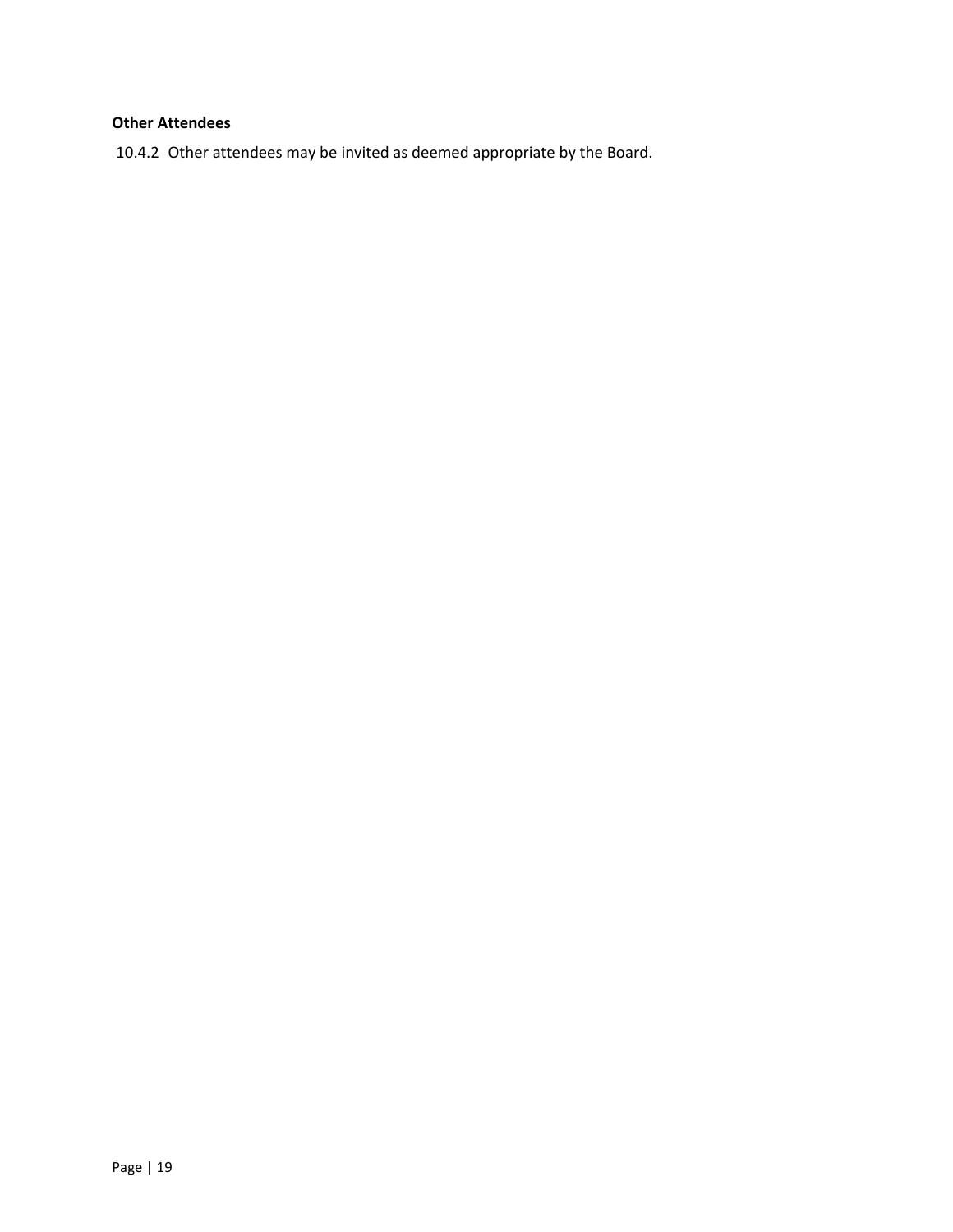**Other Attendees**

10.4.2 Other attendees may be invited as deemed appropriate by the Board.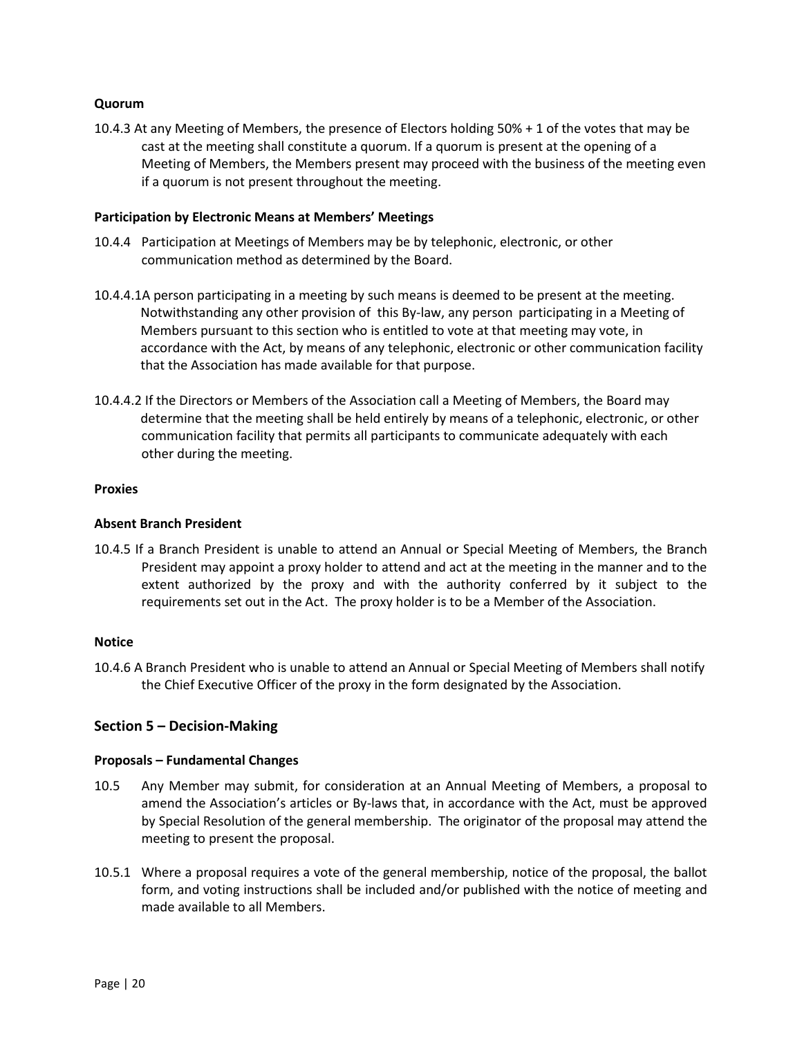#### Quorum

10.4.3 At any Meeting of Members, the presence of Electors holding 50% + 1 of the votes that may be cast at the meeting shall constitute a quorum. If a quorum is present at the opening of a Meeting of Members, the Members present may proceed with the business of the meeting even if a quorum is not present throughout the meeting.

#### Participation by Electronic Means at Members' Meetings

10.4.4 Participation at Meetings of Members may be by telephonic, electronic, or other communication method as determined by the Board.

10.4.4.1A person participating in a meeting by such means is deemed to be present at the meeting. Notwithstanding any other provision of this By-law, any person participating in a Meeting of Members pursuant to this section who is entitled to vote at that meeting may vote, in accordance with the Act, by means of any telephonic, electronic or other communication facility that the Association has made available for that purpose.

10.4.4.2 If the Directors or Members of the Association call a Meeting of Members, the Board may determine that the meeting shall be held entirely by means of a telephonic, electronic, or other communication facility that permits all participants to communicate adequately with each other during the meeting.

#### Proxies

#### Absent Branch President

10.4.5 If a Branch President is unable to attend an Annual or Special Meeting of Members, the Branch President may appoint a proxy holder to attend and act at the meeting in the manner and to the extent authorized by the proxy and with the authority conferred by it subject to the requirements set out in the Act. The proxy holder is to be a Member of the Association.

#### Notice

10.4.6 A Branch President who is unable to attend an Annual or Special Meeting of Members shall notify the Chief Executive Officer of the proxy in the form designated by the Association.

### Section 5 – Decision-Making

#### Proposals – Fundamental Changes

10.5 Any Member may submit, for consideration at an Annual Meeting of Members, a proposal to amend the Association's articles or By-laws that, in accordance with the Act, must be approved by Special Resolution of the general membership. The originator of the proposal may attend the meeting to present the proposal.

10.5.1 Where a proposal requires a vote of the general membership, notice of the proposal, the ballot form, and voting instructions shall be included and/or published with the notice of meeting and made available to all Members.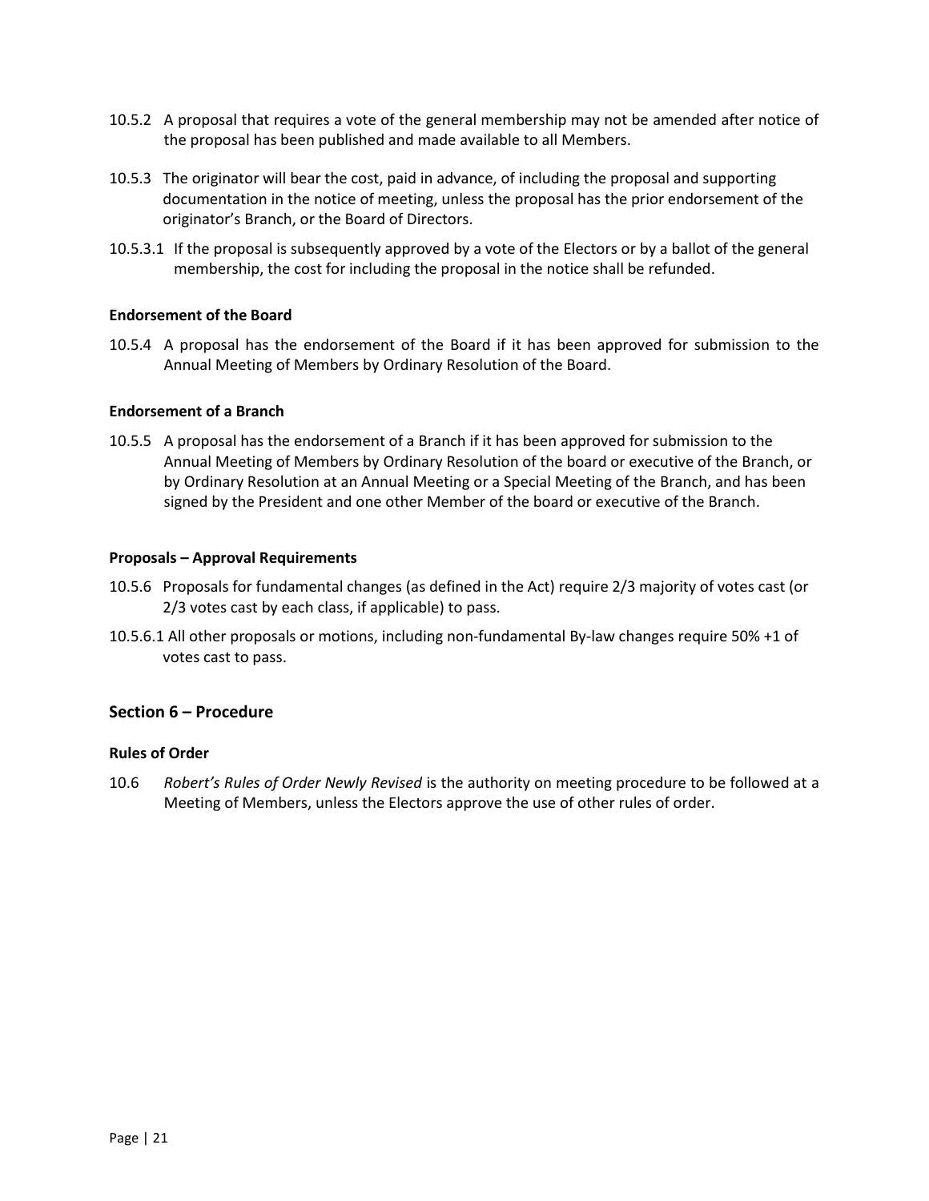10.5.2 A proposal that requires a vote of the general membership may not be amended after notice of the proposal has been published and made available to all Members.

10.5.3 The originator will bear the cost, paid in advance, of including the proposal and supporting documentation in the notice of meeting, unless the proposal has the prior endorsement of the originator's Branch, or the Board of Directors.

10.5.3.1 If the proposal is subsequently approved by a vote of the Electors or by a ballot of the general membership, the cost for including the proposal in the notice shall be refunded.

**Endorsement of the Board**

10.5.4 A proposal has the endorsement of the Board if it has been approved for submission to the Annual Meeting of Members by Ordinary Resolution of the Board.

**Endorsement of a Branch**

10.5.5 A proposal has the endorsement of a Branch if it has been approved for submission to the Annual Meeting of Members by Ordinary Resolution of the board or executive of the Branch, or by Ordinary Resolution at an Annual Meeting or a Special Meeting of the Branch, and has been signed by the President and one other Member of the board or executive of the Branch.

**Proposals – Approval Requirements**

10.5.6 Proposals for fundamental changes (as defined in the Act) require 2/3 majority of votes cast (or 2/3 votes cast by each class, if applicable) to pass.

10.5.6.1 All other proposals or motions, including non-fundamental By-law changes require 50% +1 of votes cast to pass.

## Section 6 – Procedure

**Rules of Order**

10.6 *Robert's Rules of Order Newly Revised* is the authority on meeting procedure to be followed at a Meeting of Members, unless the Electors approve the use of other rules of order.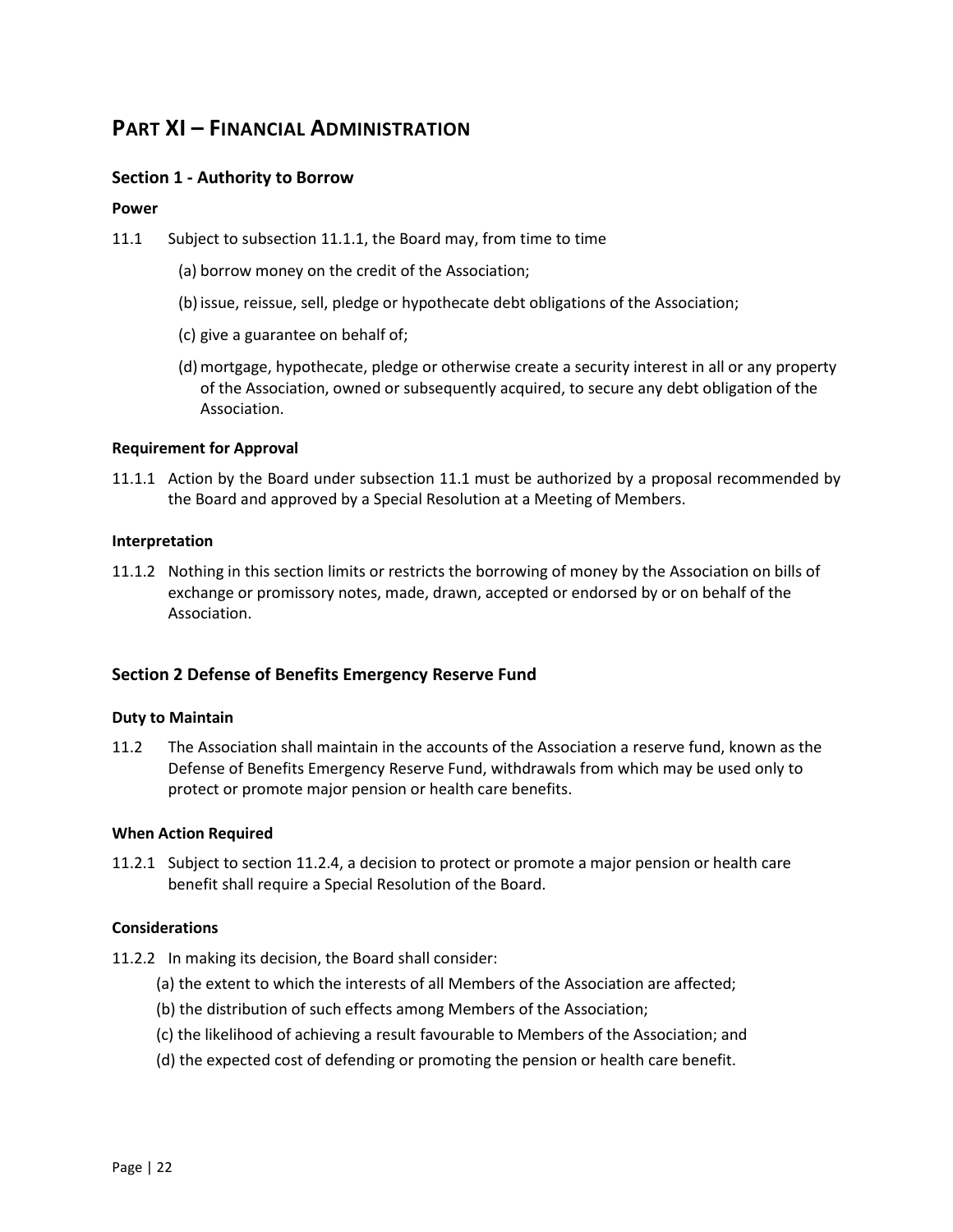# PART XI – FINANCIAL ADMINISTRATION

## Section 1 - Authority to Borrow

**Power**

11.1 Subject to subsection 11.1.1, the Board may, from time to time

(a) borrow money on the credit of the Association;

(b) issue, reissue, sell, pledge or hypothecate debt obligations of the Association;

(c) give a guarantee on behalf of;

(d) mortgage, hypothecate, pledge or otherwise create a security interest in all or any property of the Association, owned or subsequently acquired, to secure any debt obligation of the Association.

**Requirement for Approval**

11.1.1 Action by the Board under subsection 11.1 must be authorized by a proposal recommended by the Board and approved by a Special Resolution at a Meeting of Members.

**Interpretation**

11.1.2 Nothing in this section limits or restricts the borrowing of money by the Association on bills of exchange or promissory notes, made, drawn, accepted or endorsed by or on behalf of the Association.

## Section 2 Defense of Benefits Emergency Reserve Fund

**Duty to Maintain**

11.2 The Association shall maintain in the accounts of the Association a reserve fund, known as the Defense of Benefits Emergency Reserve Fund, withdrawals from which may be used only to protect or promote major pension or health care benefits.

**When Action Required**

11.2.1 Subject to section 11.2.4, a decision to protect or promote a major pension or health care benefit shall require a Special Resolution of the Board.

**Considerations**

11.2.2 In making its decision, the Board shall consider:

(a) the extent to which the interests of all Members of the Association are affected;

(b) the distribution of such effects among Members of the Association;

(c) the likelihood of achieving a result favourable to Members of the Association; and

(d) the expected cost of defending or promoting the pension or health care benefit.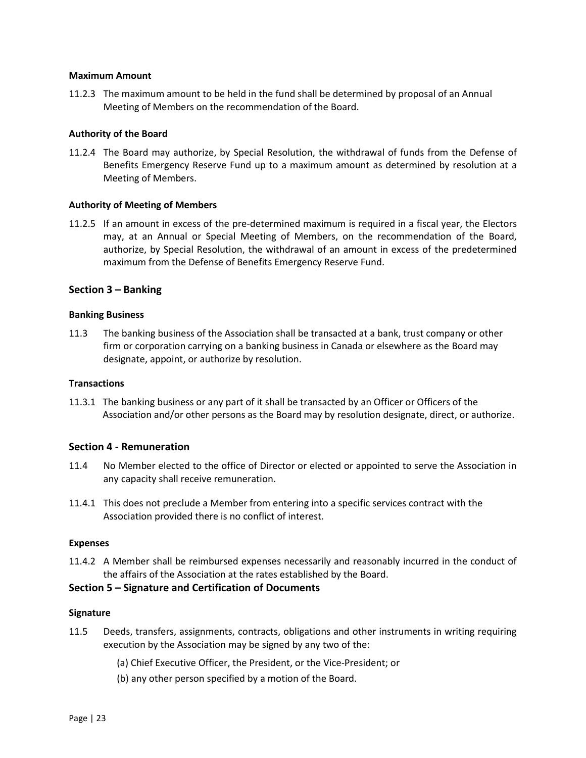#### Maximum Amount

11.2.3 The maximum amount to be held in the fund shall be determined by proposal of an Annual Meeting of Members on the recommendation of the Board.

#### Authority of the Board

11.2.4 The Board may authorize, by Special Resolution, the withdrawal of funds from the Defense of Benefits Emergency Reserve Fund up to a maximum amount as determined by resolution at a Meeting of Members.

#### Authority of Meeting of Members

11.2.5 If an amount in excess of the pre-determined maximum is required in a fiscal year, the Electors may, at an Annual or Special Meeting of Members, on the recommendation of the Board, authorize, by Special Resolution, the withdrawal of an amount in excess of the predetermined maximum from the Defense of Benefits Emergency Reserve Fund.

### Section 3 – Banking

#### Banking Business

11.3 The banking business of the Association shall be transacted at a bank, trust company or other firm or corporation carrying on a banking business in Canada or elsewhere as the Board may designate, appoint, or authorize by resolution.

#### Transactions

11.3.1 The banking business or any part of it shall be transacted by an Officer or Officers of the Association and/or other persons as the Board may by resolution designate, direct, or authorize.

### Section 4 - Remuneration

11.4 No Member elected to the office of Director or elected or appointed to serve the Association in any capacity shall receive remuneration.

11.4.1 This does not preclude a Member from entering into a specific services contract with the Association provided there is no conflict of interest.

#### Expenses

11.4.2 A Member shall be reimbursed expenses necessarily and reasonably incurred in the conduct of the affairs of the Association at the rates established by the Board.

### Section 5 – Signature and Certification of Documents

#### Signature

11.5 Deeds, transfers, assignments, contracts, obligations and other instruments in writing requiring execution by the Association may be signed by any two of the:

(a) Chief Executive Officer, the President, or the Vice-President; or

(b) any other person specified by a motion of the Board.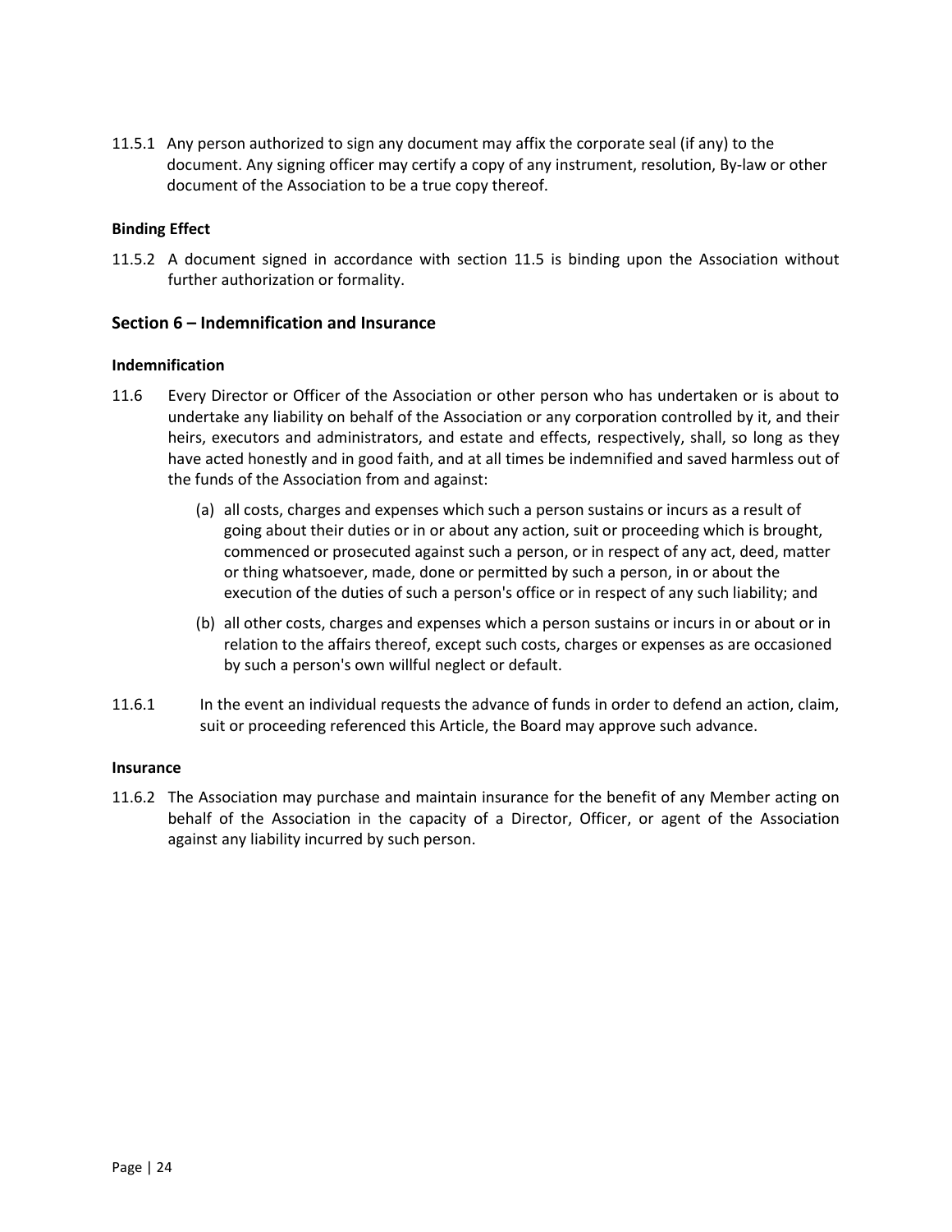11.5.1 Any person authorized to sign any document may affix the corporate seal (if any) to the document. Any signing officer may certify a copy of any instrument, resolution, By-law or other document of the Association to be a true copy thereof.

**Binding Effect**

11.5.2 A document signed in accordance with section 11.5 is binding upon the Association without further authorization or formality.

## Section 6 – Indemnification and Insurance

**Indemnification**

11.6 Every Director or Officer of the Association or other person who has undertaken or is about to undertake any liability on behalf of the Association or any corporation controlled by it, and their heirs, executors and administrators, and estate and effects, respectively, shall, so long as they have acted honestly and in good faith, and at all times be indemnified and saved harmless out of the funds of the Association from and against:

(a) all costs, charges and expenses which such a person sustains or incurs as a result of going about their duties or in or about any action, suit or proceeding which is brought, commenced or prosecuted against such a person, or in respect of any act, deed, matter or thing whatsoever, made, done or permitted by such a person, in or about the execution of the duties of such a person's office or in respect of any such liability; and

(b) all other costs, charges and expenses which a person sustains or incurs in or about or in relation to the affairs thereof, except such costs, charges or expenses as are occasioned by such a person's own willful neglect or default.

11.6.1 In the event an individual requests the advance of funds in order to defend an action, claim, suit or proceeding referenced this Article, the Board may approve such advance.

**Insurance**

11.6.2 The Association may purchase and maintain insurance for the benefit of any Member acting on behalf of the Association in the capacity of a Director, Officer, or agent of the Association against any liability incurred by such person.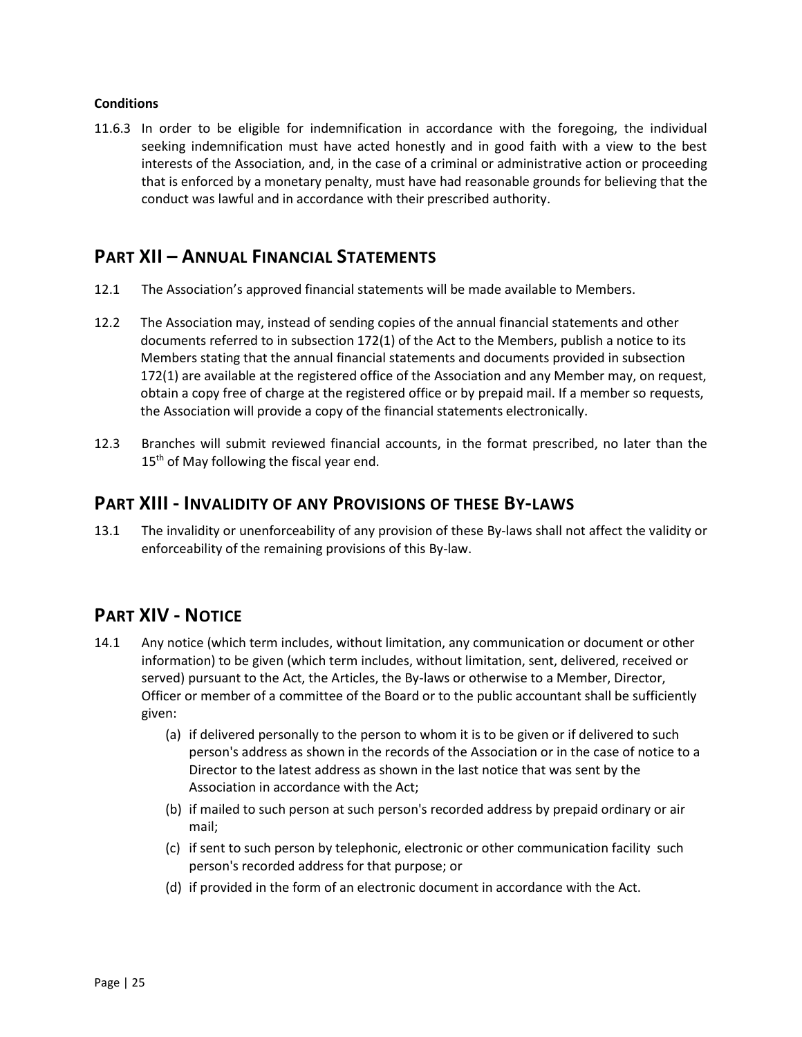**Conditions**

11.6.3 In order to be eligible for indemnification in accordance with the foregoing, the individual seeking indemnification must have acted honestly and in good faith with a view to the best interests of the Association, and, in the case of a criminal or administrative action or proceeding that is enforced by a monetary penalty, must have had reasonable grounds for believing that the conduct was lawful and in accordance with their prescribed authority.

## PART XII – ANNUAL FINANCIAL STATEMENTS

12.1 The Association's approved financial statements will be made available to Members.

12.2 The Association may, instead of sending copies of the annual financial statements and other documents referred to in subsection 172(1) of the Act to the Members, publish a notice to its Members stating that the annual financial statements and documents provided in subsection 172(1) are available at the registered office of the Association and any Member may, on request, obtain a copy free of charge at the registered office or by prepaid mail. If a member so requests, the Association will provide a copy of the financial statements electronically.

12.3 Branches will submit reviewed financial accounts, in the format prescribed, no later than the 15th of May following the fiscal year end.

## PART XIII - INVALIDITY OF ANY PROVISIONS OF THESE BY-LAWS

13.1 The invalidity or unenforceability of any provision of these By-laws shall not affect the validity or enforceability of the remaining provisions of this By-law.

## PART XIV - NOTICE

14.1 Any notice (which term includes, without limitation, any communication or document or other information) to be given (which term includes, without limitation, sent, delivered, received or served) pursuant to the Act, the Articles, the By-laws or otherwise to a Member, Director, Officer or member of a committee of the Board or to the public accountant shall be sufficiently given:

(a) if delivered personally to the person to whom it is to be given or if delivered to such person's address as shown in the records of the Association or in the case of notice to a Director to the latest address as shown in the last notice that was sent by the Association in accordance with the Act;

(b) if mailed to such person at such person's recorded address by prepaid ordinary or air mail;

(c) if sent to such person by telephonic, electronic or other communication facility such person's recorded address for that purpose; or

(d) if provided in the form of an electronic document in accordance with the Act.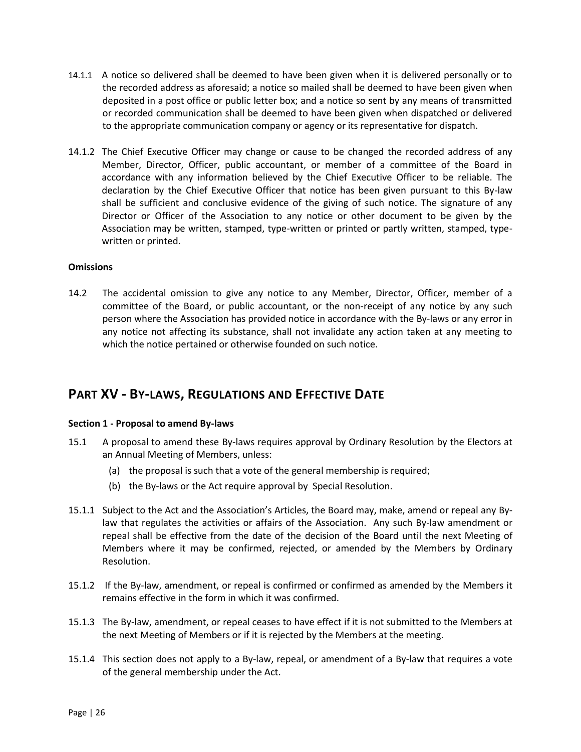14.1.1 A notice so delivered shall be deemed to have been given when it is delivered personally or to the recorded address as aforesaid; a notice so mailed shall be deemed to have been given when deposited in a post office or public letter box; and a notice so sent by any means of transmitted or recorded communication shall be deemed to have been given when dispatched or delivered to the appropriate communication company or agency or its representative for dispatch.

14.1.2 The Chief Executive Officer may change or cause to be changed the recorded address of any Member, Director, Officer, public accountant, or member of a committee of the Board in accordance with any information believed by the Chief Executive Officer to be reliable. The declaration by the Chief Executive Officer that notice has been given pursuant to this By-law shall be sufficient and conclusive evidence of the giving of such notice. The signature of any Director or Officer of the Association to any notice or other document to be given by the Association may be written, stamped, type-written or printed or partly written, stamped, type-written or printed.

**Omissions**

14.2 The accidental omission to give any notice to any Member, Director, Officer, member of a committee of the Board, or public accountant, or the non-receipt of any notice by any such person where the Association has provided notice in accordance with the By-laws or any error in any notice not affecting its substance, shall not invalidate any action taken at any meeting to which the notice pertained or otherwise founded on such notice.

## PART XV - BY-LAWS, REGULATIONS AND EFFECTIVE DATE

**Section 1 - Proposal to amend By-laws**

15.1 A proposal to amend these By-laws requires approval by Ordinary Resolution by the Electors at an Annual Meeting of Members, unless:

(a) the proposal is such that a vote of the general membership is required;

(b) the By-laws or the Act require approval by Special Resolution.

15.1.1 Subject to the Act and the Association's Articles, the Board may, make, amend or repeal any By-law that regulates the activities or affairs of the Association. Any such By-law amendment or repeal shall be effective from the date of the decision of the Board until the next Meeting of Members where it may be confirmed, rejected, or amended by the Members by Ordinary Resolution.

15.1.2 If the By-law, amendment, or repeal is confirmed or confirmed as amended by the Members it remains effective in the form in which it was confirmed.

15.1.3 The By-law, amendment, or repeal ceases to have effect if it is not submitted to the Members at the next Meeting of Members or if it is rejected by the Members at the meeting.

15.1.4 This section does not apply to a By-law, repeal, or amendment of a By-law that requires a vote of the general membership under the Act.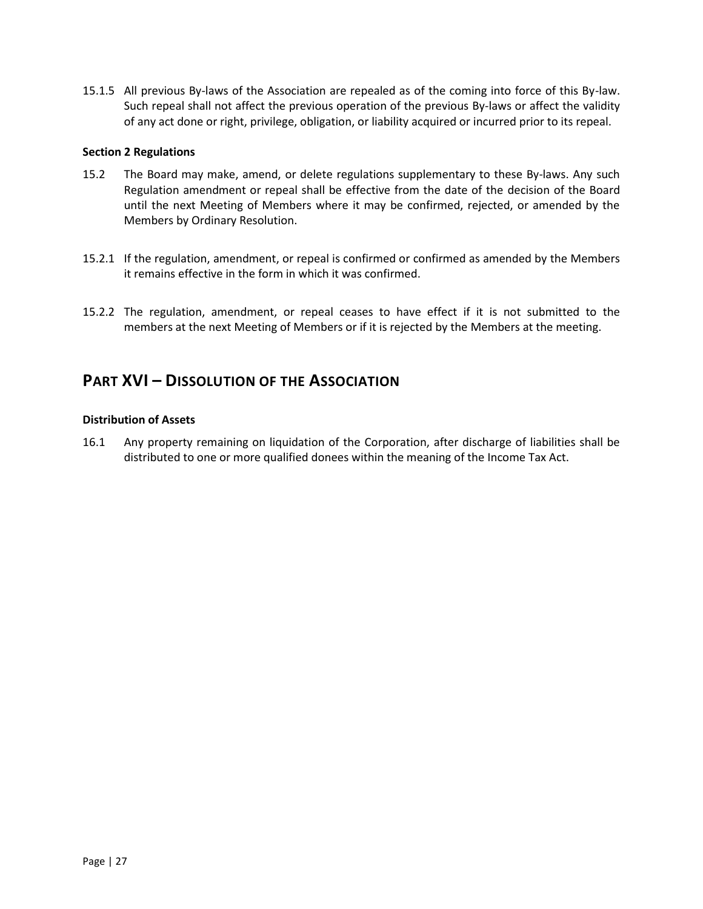15.1.5 All previous By-laws of the Association are repealed as of the coming into force of this By-law. Such repeal shall not affect the previous operation of the previous By-laws or affect the validity of any act done or right, privilege, obligation, or liability acquired or incurred prior to its repeal.

**Section 2 Regulations**

15.2 The Board may make, amend, or delete regulations supplementary to these By-laws. Any such Regulation amendment or repeal shall be effective from the date of the decision of the Board until the next Meeting of Members where it may be confirmed, rejected, or amended by the Members by Ordinary Resolution.

15.2.1 If the regulation, amendment, or repeal is confirmed or confirmed as amended by the Members it remains effective in the form in which it was confirmed.

15.2.2 The regulation, amendment, or repeal ceases to have effect if it is not submitted to the members at the next Meeting of Members or if it is rejected by the Members at the meeting.

## PART XVI – DISSOLUTION OF THE ASSOCIATION

**Distribution of Assets**

16.1 Any property remaining on liquidation of the Corporation, after discharge of liabilities shall be distributed to one or more qualified donees within the meaning of the Income Tax Act.